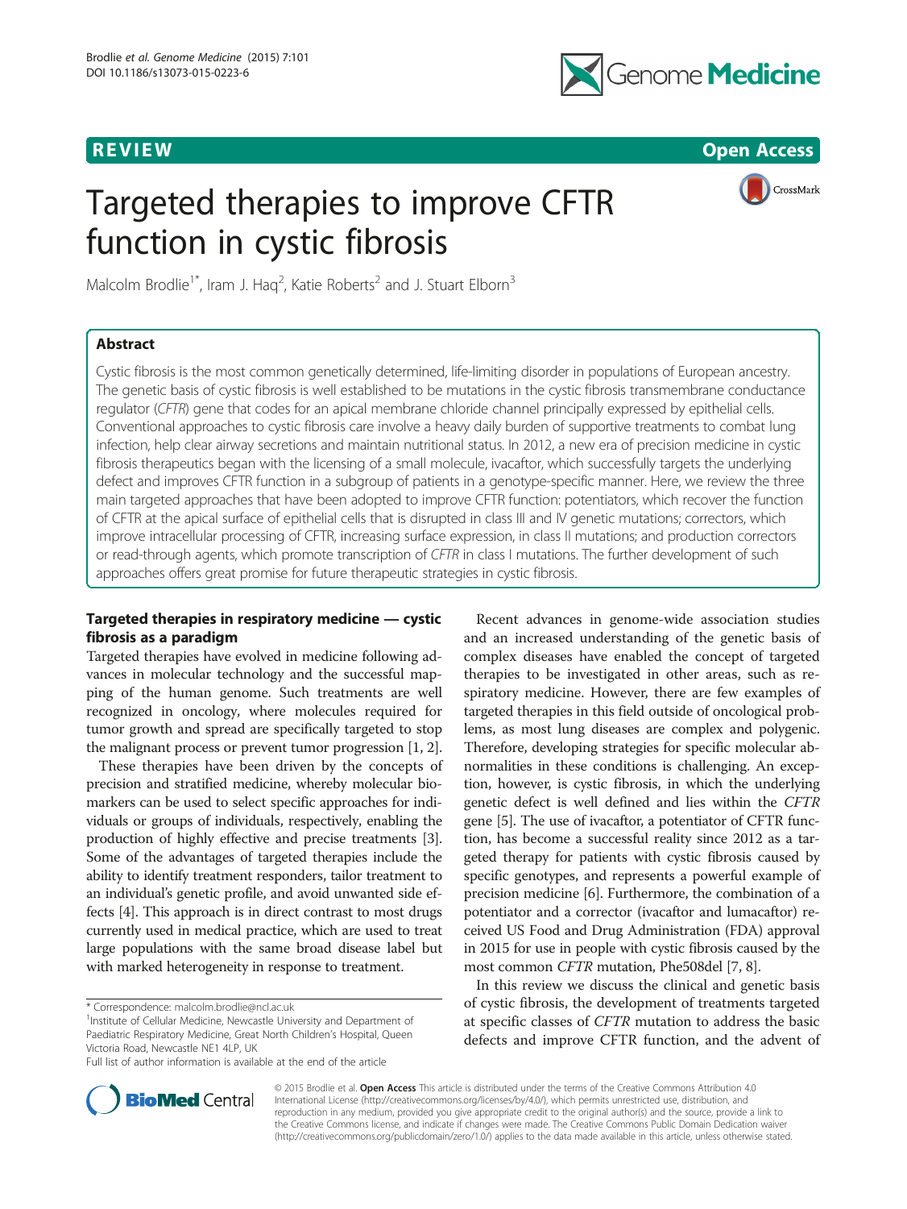REVIEW

Open Access

# Targeted therapies to improve CFTR function in cystic fibrosis

Malcolm Brodlie[1*], Iram J. Haq[2], Katie Roberts[2] and J. Stuart Elborn[3]

## Abstract

Cystic fibrosis is the most common genetically determined, life-limiting disorder in populations of European ancestry. The genetic basis of cystic fibrosis is well established to be mutations in the cystic fibrosis transmembrane conductance regulator (*CFTR*) gene that codes for an apical membrane chloride channel principally expressed by epithelial cells. Conventional approaches to cystic fibrosis care involve a heavy daily burden of supportive treatments to combat lung infection, help clear airway secretions and maintain nutritional status. In 2012, a new era of precision medicine in cystic fibrosis therapeutics began with the licensing of a small molecule, ivacaftor, which successfully targets the underlying defect and improves CFTR function in a subgroup of patients in a genotype-specific manner. Here, we review the three main targeted approaches that have been adopted to improve CFTR function: potentiators, which recover the function of CFTR at the apical surface of epithelial cells that is disrupted in class III and IV genetic mutations; correctors, which improve intracellular processing of CFTR, increasing surface expression, in class II mutations; and production correctors or read-through agents, which promote transcription of *CFTR* in class I mutations. The further development of such approaches offers great promise for future therapeutic strategies in cystic fibrosis.

## Targeted therapies in respiratory medicine — cystic fibrosis as a paradigm

Targeted therapies have evolved in medicine following advances in molecular technology and the successful mapping of the human genome. Such treatments are well recognized in oncology, where molecules required for tumor growth and spread are specifically targeted to stop the malignant process or prevent tumor progression [1, 2].

These therapies have been driven by the concepts of precision and stratified medicine, whereby molecular biomarkers can be used to select specific approaches for individuals or groups of individuals, respectively, enabling the production of highly effective and precise treatments [3]. Some of the advantages of targeted therapies include the ability to identify treatment responders, tailor treatment to an individual's genetic profile, and avoid unwanted side effects [4]. This approach is in direct contrast to most drugs currently used in medical practice, which are used to treat large populations with the same broad disease label but with marked heterogeneity in response to treatment.

Recent advances in genome-wide association studies and an increased understanding of the genetic basis of complex diseases have enabled the concept of targeted therapies to be investigated in other areas, such as respiratory medicine. However, there are few examples of targeted therapies in this field outside of oncological problems, as most lung diseases are complex and polygenic. Therefore, developing strategies for specific molecular abnormalities in these conditions is challenging. An exception, however, is cystic fibrosis, in which the underlying genetic defect is well defined and lies within the *CFTR* gene [5]. The use of ivacaftor, a potentiator of CFTR function, has become a successful reality since 2012 as a targeted therapy for patients with cystic fibrosis caused by specific genotypes, and represents a powerful example of precision medicine [6]. Furthermore, the combination of a potentiator and a corrector (ivacaftor and lumacaftor) received US Food and Drug Administration (FDA) approval in 2015 for use in people with cystic fibrosis caused by the most common *CFTR* mutation, Phe508del [7, 8].

In this review we discuss the clinical and genetic basis of cystic fibrosis, the development of treatments targeted at specific classes of *CFTR* mutation to address the basic defects and improve CFTR function, and the advent of

\* Correspondence: malcolm.brodlie@ncl.ac.uk
[1]Institute of Cellular Medicine, Newcastle University and Department of Paediatric Respiratory Medicine, Great North Children's Hospital, Queen Victoria Road, Newcastle NE1 4LP, UK
Full list of author information is available at the end of the article

© 2015 Brodlie et al. **Open Access** This article is distributed under the terms of the Creative Commons Attribution 4.0 International License (http://creativecommons.org/licenses/by/4.0/), which permits unrestricted use, distribution, and reproduction in any medium, provided you give appropriate credit to the original author(s) and the source, provide a link to the Creative Commons license, and indicate if changes were made. The Creative Commons Public Domain Dedication waiver (http://creativecommons.org/publicdomain/zero/1.0/) applies to the data made available in this article, unless otherwise stated.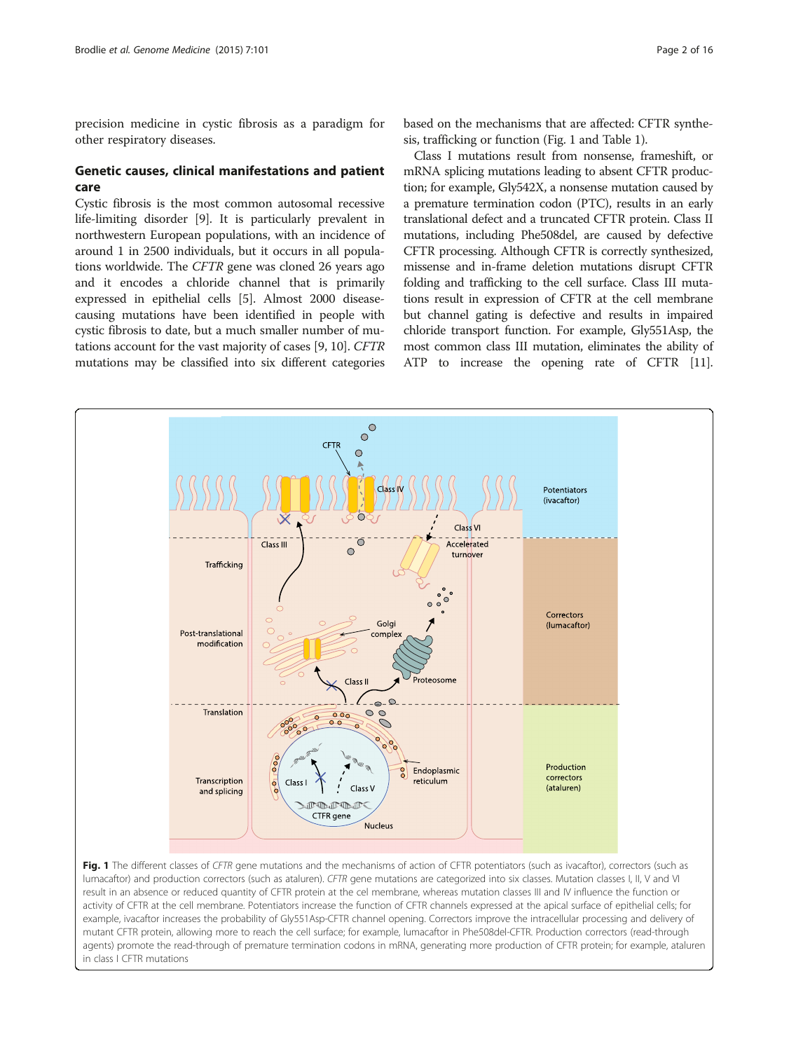precision medicine in cystic fibrosis as a paradigm for other respiratory diseases.

## Genetic causes, clinical manifestations and patient care

Cystic fibrosis is the most common autosomal recessive life-limiting disorder [9]. It is particularly prevalent in northwestern European populations, with an incidence of around 1 in 2500 individuals, but it occurs in all populations worldwide. The *CFTR* gene was cloned 26 years ago and it encodes a chloride channel that is primarily expressed in epithelial cells [5]. Almost 2000 disease-causing mutations have been identified in people with cystic fibrosis to date, but a much smaller number of mutations account for the vast majority of cases [9, 10]. *CFTR* mutations may be classified into six different categories based on the mechanisms that are affected: CFTR synthesis, trafficking or function (Fig. 1 and Table 1).

Class I mutations result from nonsense, frameshift, or mRNA splicing mutations leading to absent CFTR production; for example, Gly542X, a nonsense mutation caused by a premature termination codon (PTC), results in an early translational defect and a truncated CFTR protein. Class II mutations, including Phe508del, are caused by defective CFTR processing. Although CFTR is correctly synthesized, missense and in-frame deletion mutations disrupt CFTR folding and trafficking to the cell surface. Class III mutations result in expression of CFTR at the cell membrane but channel gating is defective and results in impaired chloride transport function. For example, Gly551Asp, the most common class III mutation, eliminates the ability of ATP to increase the opening rate of CFTR [11].

**Fig. 1** The different classes of *CFTR* gene mutations and the mechanisms of action of CFTR potentiators (such as ivacaftor), correctors (such as lumacaftor) and production correctors (such as ataluren). *CFTR* gene mutations are categorized into six classes. Mutation classes I, II, V and VI result in an absence or reduced quantity of CFTR protein at the cel membrane, whereas mutation classes III and IV influence the function or activity of CFTR at the cell membrane. Potentiators increase the function of CFTR channels expressed at the apical surface of epithelial cells; for example, ivacaftor increases the probability of Gly551Asp-CFTR channel opening. Correctors improve the intracellular processing and delivery of mutant CFTR protein, allowing more to reach the cell surface; for example, lumacaftor in Phe508del-CFTR. Production correctors (read-through agents) promote the read-through of premature termination codons in mRNA, generating more production of CFTR protein; for example, ataluren in class I CFTR mutations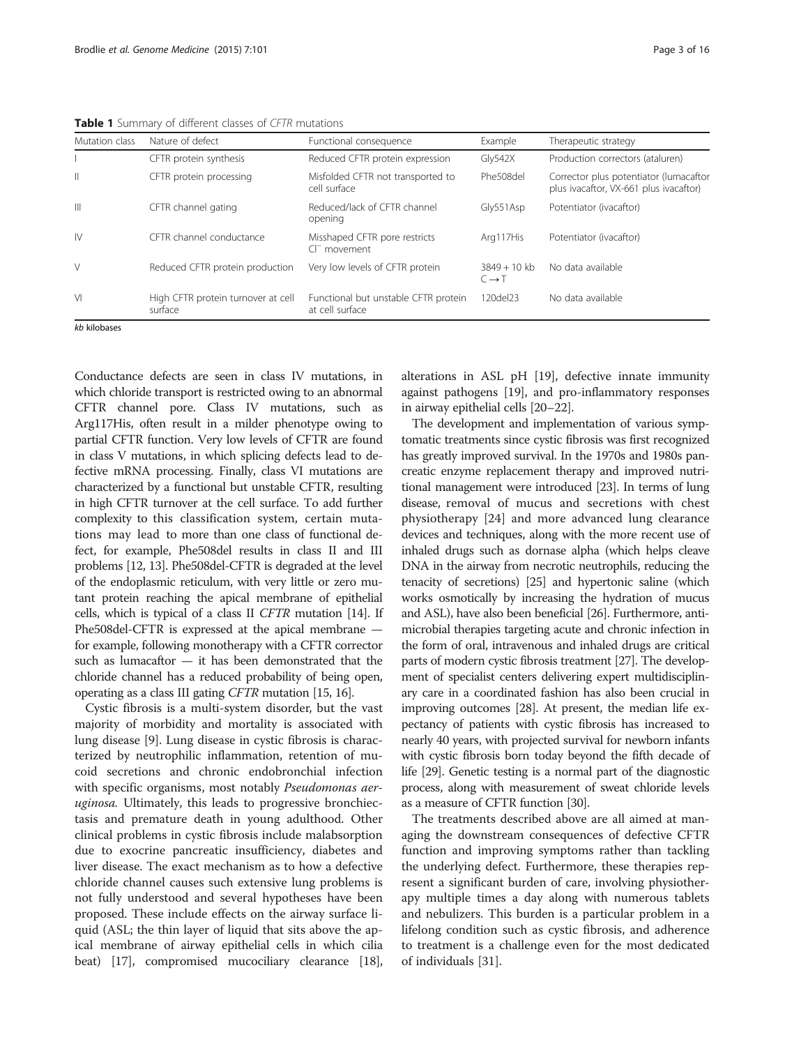**Table 1** Summary of different classes of *CFTR* mutations

| Mutation class | Nature of defect | Functional consequence | Example | Therapeutic strategy |
|---|---|---|---|---|
| I | CFTR protein synthesis | Reduced CFTR protein expression | Gly542X | Production correctors (ataluren) |
| II | CFTR protein processing | Misfolded CFTR not transported to cell surface | Phe508del | Corrector plus potentiator (lumacaftor plus ivacaftor, VX-661 plus ivacaftor) |
| III | CFTR channel gating | Reduced/lack of CFTR channel opening | Gly551Asp | Potentiator (ivacaftor) |
| IV | CFTR channel conductance | Misshaped CFTR pore restricts $Cl^-$ movement | Arg117His | Potentiator (ivacaftor) |
| V | Reduced CFTR protein production | Very low levels of CFTR protein | 3849 + 10 kb C → T | No data available |
| VI | High CFTR protein turnover at cell surface | Functional but unstable CFTR protein at cell surface | 120del23 | No data available |

*kb* kilobases

Conductance defects are seen in class IV mutations, in which chloride transport is restricted owing to an abnormal CFTR channel pore. Class IV mutations, such as Arg117His, often result in a milder phenotype owing to partial CFTR function. Very low levels of CFTR are found in class V mutations, in which splicing defects lead to defective mRNA processing. Finally, class VI mutations are characterized by a functional but unstable CFTR, resulting in high CFTR turnover at the cell surface. To add further complexity to this classification system, certain mutations may lead to more than one class of functional defect, for example, Phe508del results in class II and III problems [12, 13]. Phe508del-CFTR is degraded at the level of the endoplasmic reticulum, with very little or zero mutant protein reaching the apical membrane of epithelial cells, which is typical of a class II *CFTR* mutation [14]. If Phe508del-CFTR is expressed at the apical membrane — for example, following monotherapy with a CFTR corrector such as lumacaftor — it has been demonstrated that the chloride channel has a reduced probability of being open, operating as a class III gating *CFTR* mutation [15, 16].

Cystic fibrosis is a multi-system disorder, but the vast majority of morbidity and mortality is associated with lung disease [9]. Lung disease in cystic fibrosis is characterized by neutrophilic inflammation, retention of mucoid secretions and chronic endobronchial infection with specific organisms, most notably *Pseudomonas aeruginosa.* Ultimately, this leads to progressive bronchiectasis and premature death in young adulthood. Other clinical problems in cystic fibrosis include malabsorption due to exocrine pancreatic insufficiency, diabetes and liver disease. The exact mechanism as to how a defective chloride channel causes such extensive lung problems is not fully understood and several hypotheses have been proposed. These include effects on the airway surface liquid (ASL; the thin layer of liquid that sits above the apical membrane of airway epithelial cells in which cilia beat) [17], compromised mucociliary clearance [18], alterations in ASL pH [19], defective innate immunity against pathogens [19], and pro-inflammatory responses in airway epithelial cells [20–22].

The development and implementation of various symptomatic treatments since cystic fibrosis was first recognized has greatly improved survival. In the 1970s and 1980s pancreatic enzyme replacement therapy and improved nutritional management were introduced [23]. In terms of lung disease, removal of mucus and secretions with chest physiotherapy [24] and more advanced lung clearance devices and techniques, along with the more recent use of inhaled drugs such as dornase alpha (which helps cleave DNA in the airway from necrotic neutrophils, reducing the tenacity of secretions) [25] and hypertonic saline (which works osmotically by increasing the hydration of mucus and ASL), have also been beneficial [26]. Furthermore, antimicrobial therapies targeting acute and chronic infection in the form of oral, intravenous and inhaled drugs are critical parts of modern cystic fibrosis treatment [27]. The development of specialist centers delivering expert multidisciplinary care in a coordinated fashion has also been crucial in improving outcomes [28]. At present, the median life expectancy of patients with cystic fibrosis has increased to nearly 40 years, with projected survival for newborn infants with cystic fibrosis born today beyond the fifth decade of life [29]. Genetic testing is a normal part of the diagnostic process, along with measurement of sweat chloride levels as a measure of CFTR function [30].

The treatments described above are all aimed at managing the downstream consequences of defective CFTR function and improving symptoms rather than tackling the underlying defect. Furthermore, these therapies represent a significant burden of care, involving physiotherapy multiple times a day along with numerous tablets and nebulizers. This burden is a particular problem in a lifelong condition such as cystic fibrosis, and adherence to treatment is a challenge even for the most dedicated of individuals [31].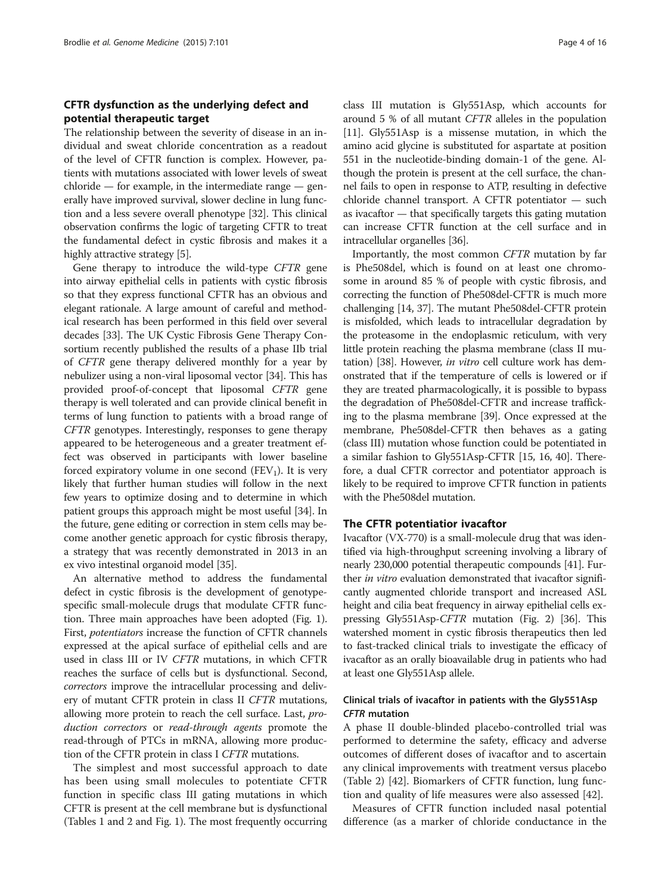## CFTR dysfunction as the underlying defect and potential therapeutic target

The relationship between the severity of disease in an individual and sweat chloride concentration as a readout of the level of CFTR function is complex. However, patients with mutations associated with lower levels of sweat chloride — for example, in the intermediate range — generally have improved survival, slower decline in lung function and a less severe overall phenotype [32]. This clinical observation confirms the logic of targeting CFTR to treat the fundamental defect in cystic fibrosis and makes it a highly attractive strategy [5].

Gene therapy to introduce the wild-type *CFTR* gene into airway epithelial cells in patients with cystic fibrosis so that they express functional CFTR has an obvious and elegant rationale. A large amount of careful and methodical research has been performed in this field over several decades [33]. The UK Cystic Fibrosis Gene Therapy Consortium recently published the results of a phase IIb trial of *CFTR* gene therapy delivered monthly for a year by nebulizer using a non-viral liposomal vector [34]. This has provided proof-of-concept that liposomal *CFTR* gene therapy is well tolerated and can provide clinical benefit in terms of lung function to patients with a broad range of *CFTR* genotypes. Interestingly, responses to gene therapy appeared to be heterogeneous and a greater treatment effect was observed in participants with lower baseline forced expiratory volume in one second ($FEV_1$). It is very likely that further human studies will follow in the next few years to optimize dosing and to determine in which patient groups this approach might be most useful [34]. In the future, gene editing or correction in stem cells may become another genetic approach for cystic fibrosis therapy, a strategy that was recently demonstrated in 2013 in an ex vivo intestinal organoid model [35].

An alternative method to address the fundamental defect in cystic fibrosis is the development of genotype-specific small-molecule drugs that modulate CFTR function. Three main approaches have been adopted (Fig. 1). First, *potentiators* increase the function of CFTR channels expressed at the apical surface of epithelial cells and are used in class III or IV *CFTR* mutations, in which CFTR reaches the surface of cells but is dysfunctional. Second, *correctors* improve the intracellular processing and delivery of mutant CFTR protein in class II *CFTR* mutations, allowing more protein to reach the cell surface. Last, *production correctors* or *read-through agents* promote the read-through of PTCs in mRNA, allowing more production of the CFTR protein in class I *CFTR* mutations.

The simplest and most successful approach to date has been using small molecules to potentiate CFTR function in specific class III gating mutations in which CFTR is present at the cell membrane but is dysfunctional (Tables 1 and 2 and Fig. 1). The most frequently occurring class III mutation is Gly551Asp, which accounts for around 5 % of all mutant *CFTR* alleles in the population [11]. Gly551Asp is a missense mutation, in which the amino acid glycine is substituted for aspartate at position 551 in the nucleotide-binding domain-1 of the gene. Although the protein is present at the cell surface, the channel fails to open in response to ATP, resulting in defective chloride channel transport. A CFTR potentiator — such as ivacaftor — that specifically targets this gating mutation can increase CFTR function at the cell surface and in intracellular organelles [36].

Importantly, the most common *CFTR* mutation by far is Phe508del, which is found on at least one chromosome in around 85 % of people with cystic fibrosis, and correcting the function of Phe508del-CFTR is much more challenging [14, 37]. The mutant Phe508del-CFTR protein is misfolded, which leads to intracellular degradation by the proteasome in the endoplasmic reticulum, with very little protein reaching the plasma membrane (class II mutation) [38]. However, *in vitro* cell culture work has demonstrated that if the temperature of cells is lowered or if they are treated pharmacologically, it is possible to bypass the degradation of Phe508del-CFTR and increase trafficking to the plasma membrane [39]. Once expressed at the membrane, Phe508del-CFTR then behaves as a gating (class III) mutation whose function could be potentiated in a similar fashion to Gly551Asp-CFTR [15, 16, 40]. Therefore, a dual CFTR corrector and potentiator approach is likely to be required to improve CFTR function in patients with the Phe508del mutation.

## The CFTR potentiatior ivacaftor

Ivacaftor (VX-770) is a small-molecule drug that was identified via high-throughput screening involving a library of nearly 230,000 potential therapeutic compounds [41]. Further *in vitro* evaluation demonstrated that ivacaftor significantly augmented chloride transport and increased ASL height and cilia beat frequency in airway epithelial cells expressing Gly551Asp-*CFTR* mutation (Fig. 2) [36]. This watershed moment in cystic fibrosis therapeutics then led to fast-tracked clinical trials to investigate the efficacy of ivacaftor as an orally bioavailable drug in patients who had at least one Gly551Asp allele.

### Clinical trials of ivacaftor in patients with the Gly551Asp *CFTR* mutation

A phase II double-blinded placebo-controlled trial was performed to determine the safety, efficacy and adverse outcomes of different doses of ivacaftor and to ascertain any clinical improvements with treatment versus placebo (Table 2) [42]. Biomarkers of CFTR function, lung function and quality of life measures were also assessed [42].

Measures of CFTR function included nasal potential difference (as a marker of chloride conductance in the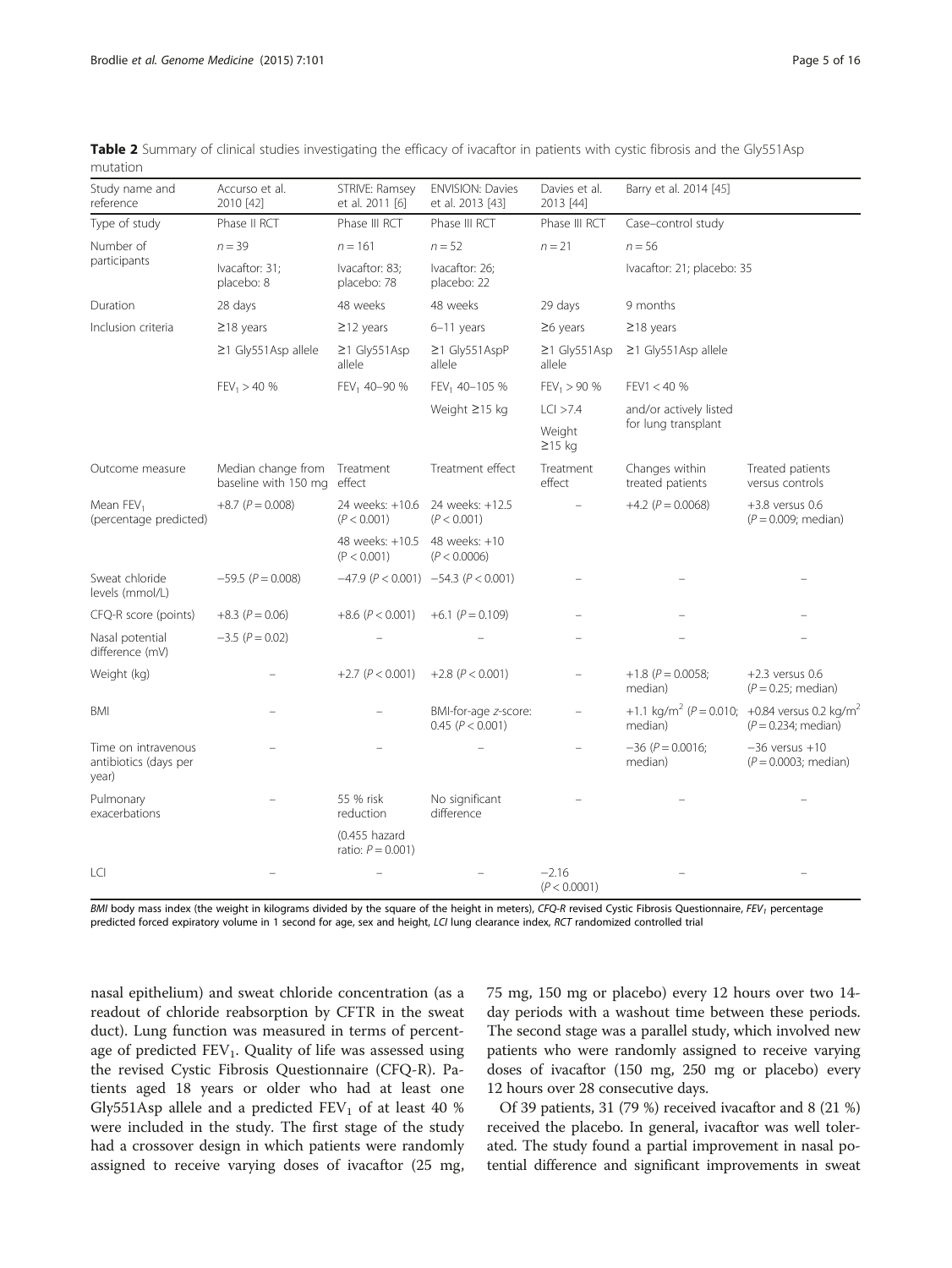**Table 2** Summary of clinical studies investigating the efficacy of ivacaftor in patients with cystic fibrosis and the Gly551Asp mutation

| Study name and reference | Accurso et al. 2010 [42] | STRIVE: Ramsey et al. 2011 [6] | ENVISION: Davies et al. 2013 [43] | Davies et al. 2013 [44] | Barry et al. 2014 [45] | |
|---|---|---|---|---|---|---|
| Type of study | Phase II RCT | Phase III RCT | Phase III RCT | Phase III RCT | Case–control study | |
| Number of participants | $n = 39$ | $n = 161$ | $n = 52$ | $n = 21$ | $n = 56$ | |
| | Ivacaftor: 31; placebo: 8 | Ivacaftor: 83; placebo: 78 | Ivacaftor: 26; placebo: 22 | | Ivacaftor: 21; placebo: 35 | |
| Duration | 28 days | 48 weeks | 48 weeks | 29 days | 9 months | |
| Inclusion criteria | ≥18 years | ≥12 years | 6–11 years | ≥6 years | ≥18 years | |
| | ≥1 Gly551Asp allele | ≥1 Gly551Asp allele | ≥1 Gly551AspP allele | ≥1 Gly551Asp allele | ≥1 Gly551Asp allele | |
| | $FEV_1$ > 40 % | $FEV_1$ 40–90 % | $FEV_1$ 40–105 % | $FEV_1$ > 90 % | FEV1 < 40 % | |
| | | | Weight ≥15 kg | LCI >7.4 | and/or actively listed for lung transplant | |
| | | | | Weight ≥15 kg | | |
| Outcome measure | Median change from baseline with 150 mg | Treatment effect | Treatment effect | Treatment effect | Changes within treated patients | Treated patients versus controls |
| Mean $FEV_1$ (percentage predicted) | +8.7 ($P = 0.008$) | 24 weeks: +10.6 ($P < 0.001$) | 24 weeks: +12.5 ($P < 0.001$) | – | +4.2 ($P = 0.0068$) | +3.8 versus 0.6 ($P = 0.009$; median) |
| | | 48 weeks: +10.5 ($P < 0.001$) | 48 weeks: +10 ($P < 0.0006$) | | | |
| Sweat chloride levels (mmol/L) | −59.5 ($P = 0.008$) | −47.9 ($P < 0.001$) | −54.3 ($P < 0.001$) | – | – | – |
| CFQ-R score (points) | +8.3 ($P = 0.06$) | +8.6 ($P < 0.001$) | +6.1 ($P = 0.109$) | – | – | – |
| Nasal potential difference (mV) | −3.5 ($P = 0.02$) | – | – | – | – | – |
| Weight (kg) | – | +2.7 ($P < 0.001$) | +2.8 ($P < 0.001$) | – | +1.8 ($P = 0.0058$; median) | +2.3 versus 0.6 ($P = 0.25$; median) |
| BMI | – | – | BMI-for-age z-score: 0.45 ($P < 0.001$) | – | +1.1 kg/m$^2$ ($P = 0.010$; median) | +0.84 versus 0.2 kg/m$^2$ ($P = 0.234$; median) |
| Time on intravenous antibiotics (days per year) | – | – | – | – | −36 ($P = 0.0016$; median) | −36 versus +10 ($P = 0.0003$; median) |
| Pulmonary exacerbations | – | 55 % risk reduction | No significant difference | – | – | – |
| | | (0.455 hazard ratio: $P = 0.001$) | | | | |
| LCI | – | – | – | −2.16 ($P < 0.0001$) | – | – |

*BMI* body mass index (the weight in kilograms divided by the square of the height in meters), *CFQ-R* revised Cystic Fibrosis Questionnaire, *$FEV_1$* percentage predicted forced expiratory volume in 1 second for age, sex and height, *LCI* lung clearance index, *RCT* randomized controlled trial

nasal epithelium) and sweat chloride concentration (as a readout of chloride reabsorption by CFTR in the sweat duct). Lung function was measured in terms of percentage of predicted $FEV_1$. Quality of life was assessed using the revised Cystic Fibrosis Questionnaire (CFQ-R). Patients aged 18 years or older who had at least one Gly551Asp allele and a predicted $FEV_1$ of at least 40 % were included in the study. The first stage of the study had a crossover design in which patients were randomly assigned to receive varying doses of ivacaftor (25 mg, 75 mg, 150 mg or placebo) every 12 hours over two 14-day periods with a washout time between these periods. The second stage was a parallel study, which involved new patients who were randomly assigned to receive varying doses of ivacaftor (150 mg, 250 mg or placebo) every 12 hours over 28 consecutive days.

Of 39 patients, 31 (79 %) received ivacaftor and 8 (21 %) received the placebo. In general, ivacaftor was well tolerated. The study found a partial improvement in nasal potential difference and significant improvements in sweat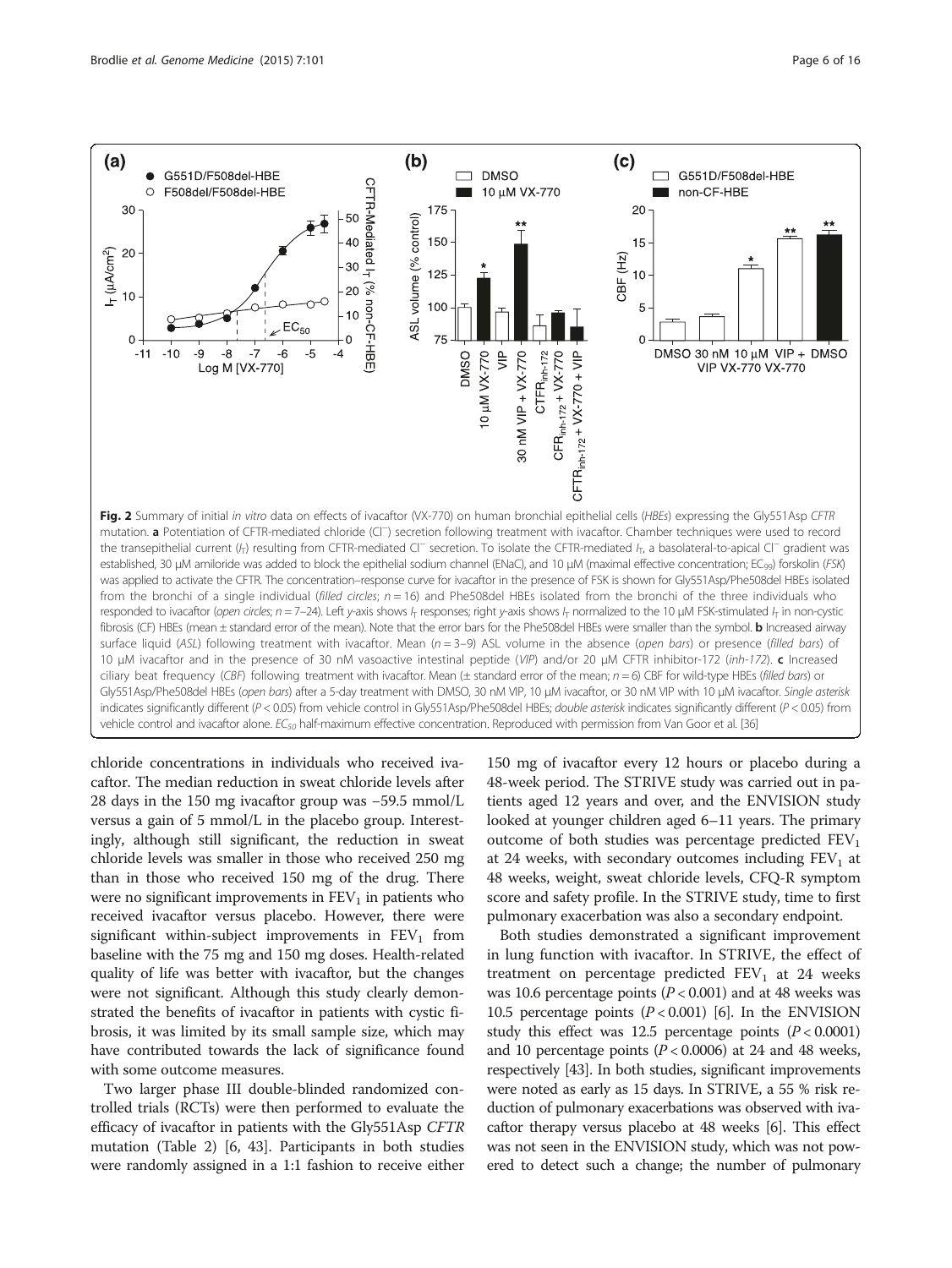**Fig. 2** Summary of initial *in vitro* data on effects of ivacaftor (VX-770) on human bronchial epithelial cells (*HBEs*) expressing the Gly551Asp *CFTR* mutation. **a** Potentiation of CFTR-mediated chloride ($Cl^-$) secretion following treatment with ivacaftor. Chamber techniques were used to record the transepithelial current ($I_T$) resulting from CFTR-mediated $Cl^-$ secretion. To isolate the CFTR-mediated $I_T$, a basolateral-to-apical $Cl^-$ gradient was established, 30 μM amiloride was added to block the epithelial sodium channel (ENaC), and 10 μM (maximal effective concentration; $EC_{99}$) forskolin (*FSK*) was applied to activate the CFTR. The concentration–response curve for ivacaftor in the presence of FSK is shown for Gly551Asp/Phe508del HBEs isolated from the bronchi of a single individual (*filled circles*; $n = 16$) and Phe508del HBEs isolated from the bronchi of the three individuals who responded to ivacaftor (*open circles*; $n = 7$–24). Left *y*-axis shows $I_T$ responses; right *y*-axis shows $I_T$ normalized to the 10 μM FSK-stimulated $I_T$ in non-cystic fibrosis (CF) HBEs (mean ± standard error of the mean). Note that the error bars for the Phe508del HBEs were smaller than the symbol. **b** Increased airway surface liquid (*ASL*) following treatment with ivacaftor. Mean ($n = 3$–9) ASL volume in the absence (*open bars*) or presence (*filled bars*) of 10 μM ivacaftor and in the presence of 30 nM vasoactive intestinal peptide (*VIP*) and/or 20 μM CFTR inhibitor-172 (*inh-172*). **c** Increased ciliary beat frequency (*CBF*) following treatment with ivacaftor. Mean (± standard error of the mean; $n = 6$) CBF for wild-type HBEs (*filled bars*) or Gly551Asp/Phe508del HBEs (*open bars*) after a 5-day treatment with DMSO, 30 nM VIP, 10 μM ivacaftor, or 30 nM VIP with 10 μM ivacaftor. *Single asterisk* indicates significantly different ($P < 0.05$) from vehicle control in Gly551Asp/Phe508del HBEs; *double asterisk* indicates significantly different ($P < 0.05$) from vehicle control and ivacaftor alone. $EC_{50}$ half-maximum effective concentration. Reproduced with permission from Van Goor et al. [36]

chloride concentrations in individuals who received ivacaftor. The median reduction in sweat chloride levels after 28 days in the 150 mg ivacaftor group was −59.5 mmol/L versus a gain of 5 mmol/L in the placebo group. Interestingly, although still significant, the reduction in sweat chloride levels was smaller in those who received 250 mg than in those who received 150 mg of the drug. There were no significant improvements in $FEV_1$ in patients who received ivacaftor versus placebo. However, there were significant within-subject improvements in $FEV_1$ from baseline with the 75 mg and 150 mg doses. Health-related quality of life was better with ivacaftor, but the changes were not significant. Although this study clearly demonstrated the benefits of ivacaftor in patients with cystic fibrosis, it was limited by its small sample size, which may have contributed towards the lack of significance found with some outcome measures.

Two larger phase III double-blinded randomized controlled trials (RCTs) were then performed to evaluate the efficacy of ivacaftor in patients with the Gly551Asp *CFTR* mutation (Table 2) [6, 43]. Participants in both studies were randomly assigned in a 1:1 fashion to receive either 150 mg of ivacaftor every 12 hours or placebo during a 48-week period. The STRIVE study was carried out in patients aged 12 years and over, and the ENVISION study looked at younger children aged 6–11 years. The primary outcome of both studies was percentage predicted $FEV_1$ at 24 weeks, with secondary outcomes including $FEV_1$ at 48 weeks, weight, sweat chloride levels, CFQ-R symptom score and safety profile. In the STRIVE study, time to first pulmonary exacerbation was also a secondary endpoint.

Both studies demonstrated a significant improvement in lung function with ivacaftor. In STRIVE, the effect of treatment on percentage predicted $FEV_1$ at 24 weeks was 10.6 percentage points ($P < 0.001$) and at 48 weeks was 10.5 percentage points ($P < 0.001$) [6]. In the ENVISION study this effect was 12.5 percentage points ($P < 0.0001$) and 10 percentage points ($P < 0.0006$) at 24 and 48 weeks, respectively [43]. In both studies, significant improvements were noted as early as 15 days. In STRIVE, a 55 % risk reduction of pulmonary exacerbations was observed with ivacaftor therapy versus placebo at 48 weeks [6]. This effect was not seen in the ENVISION study, which was not powered to detect such a change; the number of pulmonary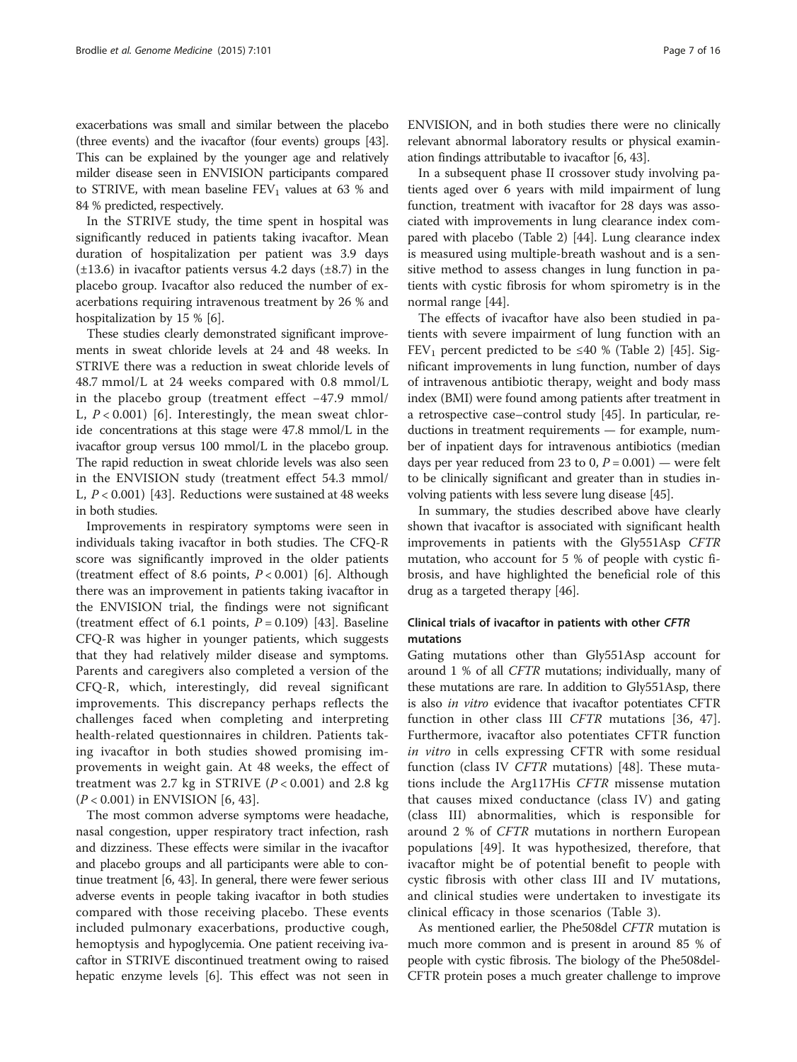exacerbations was small and similar between the placebo (three events) and the ivacaftor (four events) groups [43]. This can be explained by the younger age and relatively milder disease seen in ENVISION participants compared to STRIVE, with mean baseline $FEV_1$ values at 63 % and 84 % predicted, respectively.

In the STRIVE study, the time spent in hospital was significantly reduced in patients taking ivacaftor. Mean duration of hospitalization per patient was 3.9 days (±13.6) in ivacaftor patients versus 4.2 days (±8.7) in the placebo group. Ivacaftor also reduced the number of exacerbations requiring intravenous treatment by 26 % and hospitalization by 15 % [6].

These studies clearly demonstrated significant improvements in sweat chloride levels at 24 and 48 weeks. In STRIVE there was a reduction in sweat chloride levels of 48.7 mmol/L at 24 weeks compared with 0.8 mmol/L in the placebo group (treatment effect −47.9 mmol/L, $P < 0.001$) [6]. Interestingly, the mean sweat chloride concentrations at this stage were 47.8 mmol/L in the ivacaftor group versus 100 mmol/L in the placebo group. The rapid reduction in sweat chloride levels was also seen in the ENVISION study (treatment effect 54.3 mmol/L, $P < 0.001$) [43]. Reductions were sustained at 48 weeks in both studies.

Improvements in respiratory symptoms were seen in individuals taking ivacaftor in both studies. The CFQ-R score was significantly improved in the older patients (treatment effect of 8.6 points, $P < 0.001$) [6]. Although there was an improvement in patients taking ivacaftor in the ENVISION trial, the findings were not significant (treatment effect of 6.1 points, $P = 0.109$) [43]. Baseline CFQ-R was higher in younger patients, which suggests that they had relatively milder disease and symptoms. Parents and caregivers also completed a version of the CFQ-R, which, interestingly, did reveal significant improvements. This discrepancy perhaps reflects the challenges faced when completing and interpreting health-related questionnaires in children. Patients taking ivacaftor in both studies showed promising improvements in weight gain. At 48 weeks, the effect of treatment was 2.7 kg in STRIVE ($P < 0.001$) and 2.8 kg ($P < 0.001$) in ENVISION [6, 43].

The most common adverse symptoms were headache, nasal congestion, upper respiratory tract infection, rash and dizziness. These effects were similar in the ivacaftor and placebo groups and all participants were able to continue treatment [6, 43]. In general, there were fewer serious adverse events in people taking ivacaftor in both studies compared with those receiving placebo. These events included pulmonary exacerbations, productive cough, hemoptysis and hypoglycemia. One patient receiving ivacaftor in STRIVE discontinued treatment owing to raised hepatic enzyme levels [6]. This effect was not seen in ENVISION, and in both studies there were no clinically relevant abnormal laboratory results or physical examination findings attributable to ivacaftor [6, 43].

In a subsequent phase II crossover study involving patients aged over 6 years with mild impairment of lung function, treatment with ivacaftor for 28 days was associated with improvements in lung clearance index compared with placebo (Table 2) [44]. Lung clearance index is measured using multiple-breath washout and is a sensitive method to assess changes in lung function in patients with cystic fibrosis for whom spirometry is in the normal range [44].

The effects of ivacaftor have also been studied in patients with severe impairment of lung function with an $FEV_1$ percent predicted to be ≤40 % (Table 2) [45]. Significant improvements in lung function, number of days of intravenous antibiotic therapy, weight and body mass index (BMI) were found among patients after treatment in a retrospective case–control study [45]. In particular, reductions in treatment requirements — for example, number of inpatient days for intravenous antibiotics (median days per year reduced from 23 to 0, $P = 0.001$) — were felt to be clinically significant and greater than in studies involving patients with less severe lung disease [45].

In summary, the studies described above have clearly shown that ivacaftor is associated with significant health improvements in patients with the Gly551Asp *CFTR* mutation, who account for 5 % of people with cystic fibrosis, and have highlighted the beneficial role of this drug as a targeted therapy [46].

### Clinical trials of ivacaftor in patients with other *CFTR* mutations

Gating mutations other than Gly551Asp account for around 1 % of all *CFTR* mutations; individually, many of these mutations are rare. In addition to Gly551Asp, there is also *in vitro* evidence that ivacaftor potentiates CFTR function in other class III *CFTR* mutations [36, 47]. Furthermore, ivacaftor also potentiates CFTR function *in vitro* in cells expressing CFTR with some residual function (class IV *CFTR* mutations) [48]. These mutations include the Arg117His *CFTR* missense mutation that causes mixed conductance (class IV) and gating (class III) abnormalities, which is responsible for around 2 % of *CFTR* mutations in northern European populations [49]. It was hypothesized, therefore, that ivacaftor might be of potential benefit to people with cystic fibrosis with other class III and IV mutations, and clinical studies were undertaken to investigate its clinical efficacy in those scenarios (Table 3).

As mentioned earlier, the Phe508del *CFTR* mutation is much more common and is present in around 85 % of people with cystic fibrosis. The biology of the Phe508del-CFTR protein poses a much greater challenge to improve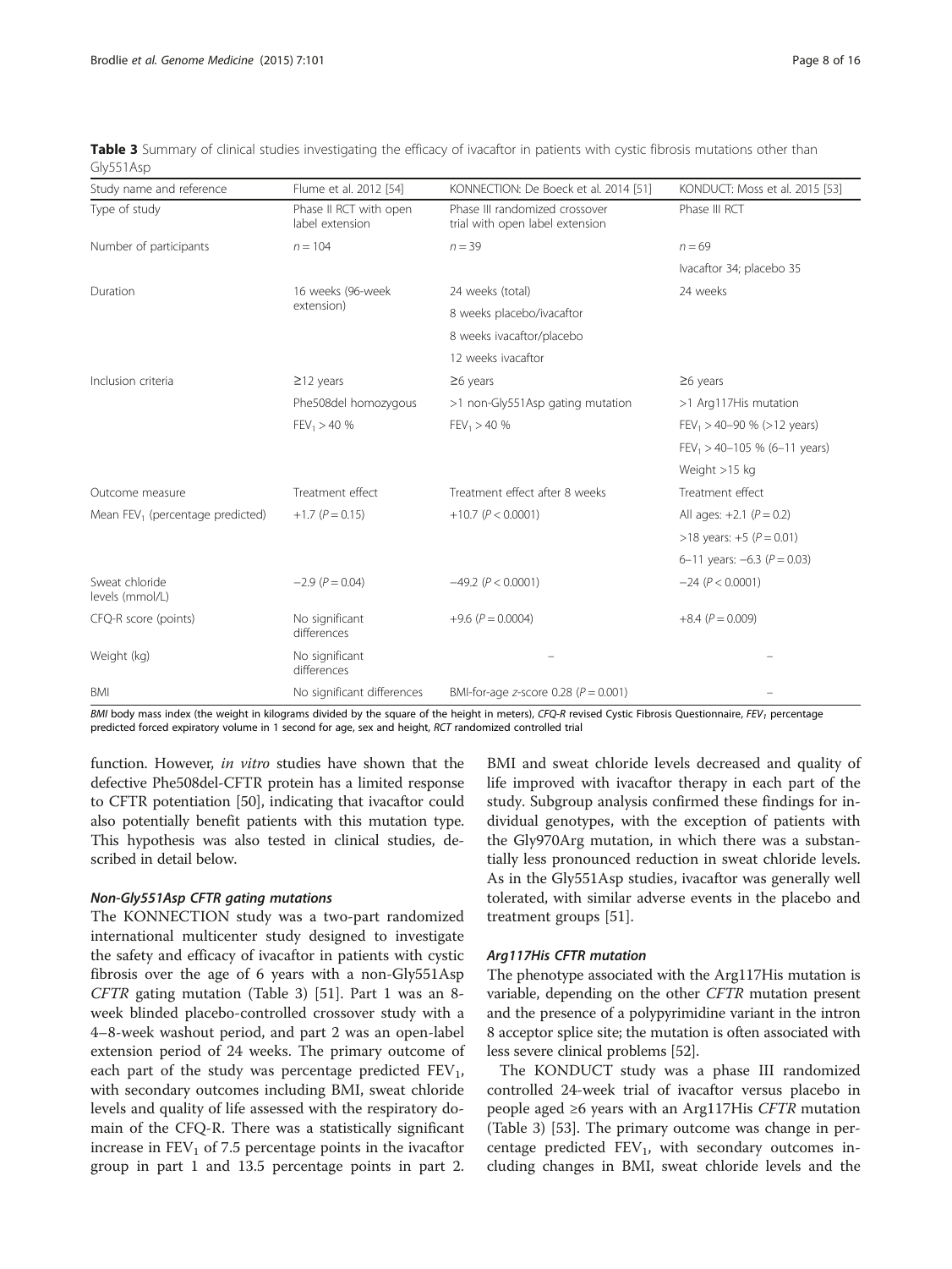**Table 3** Summary of clinical studies investigating the efficacy of ivacaftor in patients with cystic fibrosis mutations other than Gly551Asp

| Study name and reference | Flume et al. 2012 [54] | KONNECTION: De Boeck et al. 2014 [51] | KONDUCT: Moss et al. 2015 [53] |
|---|---|---|---|
| Type of study | Phase II RCT with open label extension | Phase III randomized crossover trial with open label extension | Phase III RCT |
| Number of participants | $n = 104$ | $n = 39$ | $n = 69$ |
| | | | Ivacaftor 34; placebo 35 |
| Duration | 16 weeks (96-week extension) | 24 weeks (total) | 24 weeks |
| | | 8 weeks placebo/ivacaftor | |
| | | 8 weeks ivacaftor/placebo | |
| | | 12 weeks ivacaftor | |
| Inclusion criteria | ≥12 years | ≥6 years | ≥6 years |
| | Phe508del homozygous | >1 non-Gly551Asp gating mutation | >1 Arg117His mutation |
| | $FEV_1$ > 40 % | $FEV_1$ > 40 % | $FEV_1$ > 40–90 % (>12 years) |
| | | | $FEV_1$ > 40–105 % (6–11 years) |
| | | | Weight >15 kg |
| Outcome measure | Treatment effect | Treatment effect after 8 weeks | Treatment effect |
| Mean $FEV_1$ (percentage predicted) | +1.7 ($P = 0.15$) | +10.7 ($P < 0.0001$) | All ages: +2.1 ($P = 0.2$) |
| | | | >18 years: +5 ($P = 0.01$) |
| | | | 6–11 years: −6.3 ($P = 0.03$) |
| Sweat chloride levels (mmol/L) | −2.9 ($P = 0.04$) | −49.2 ($P < 0.0001$) | −24 ($P < 0.0001$) |
| CFQ-R score (points) | No significant differences | +9.6 ($P = 0.0004$) | +8.4 ($P = 0.009$) |
| Weight (kg) | No significant differences | – | – |
| BMI | No significant differences | BMI-for-age z-score 0.28 ($P = 0.001$) | – |

*BMI* body mass index (the weight in kilograms divided by the square of the height in meters), *CFQ-R* revised Cystic Fibrosis Questionnaire, *$FEV_1$* percentage predicted forced expiratory volume in 1 second for age, sex and height, *RCT* randomized controlled trial

function. However, *in vitro* studies have shown that the defective Phe508del-CFTR protein has a limited response to CFTR potentiation [50], indicating that ivacaftor could also potentially benefit patients with this mutation type. This hypothesis was also tested in clinical studies, described in detail below.

#### Non-Gly551Asp CFTR gating mutations

The KONNECTION study was a two-part randomized international multicenter study designed to investigate the safety and efficacy of ivacaftor in patients with cystic fibrosis over the age of 6 years with a non-Gly551Asp *CFTR* gating mutation (Table 3) [51]. Part 1 was an 8-week blinded placebo-controlled crossover study with a 4–8-week washout period, and part 2 was an open-label extension period of 24 weeks. The primary outcome of each part of the study was percentage predicted $FEV_1$, with secondary outcomes including BMI, sweat chloride levels and quality of life assessed with the respiratory domain of the CFQ-R. There was a statistically significant increase in $FEV_1$ of 7.5 percentage points in the ivacaftor group in part 1 and 13.5 percentage points in part 2. BMI and sweat chloride levels decreased and quality of life improved with ivacaftor therapy in each part of the study. Subgroup analysis confirmed these findings for individual genotypes, with the exception of patients with the Gly970Arg mutation, in which there was a substantially less pronounced reduction in sweat chloride levels. As in the Gly551Asp studies, ivacaftor was generally well tolerated, with similar adverse events in the placebo and treatment groups [51].

#### Arg117His CFTR mutation

The phenotype associated with the Arg117His mutation is variable, depending on the other *CFTR* mutation present and the presence of a polypyrimidine variant in the intron 8 acceptor splice site; the mutation is often associated with less severe clinical problems [52].

The KONDUCT study was a phase III randomized controlled 24-week trial of ivacaftor versus placebo in people aged ≥6 years with an Arg117His *CFTR* mutation (Table 3) [53]. The primary outcome was change in percentage predicted $FEV_1$, with secondary outcomes including changes in BMI, sweat chloride levels and the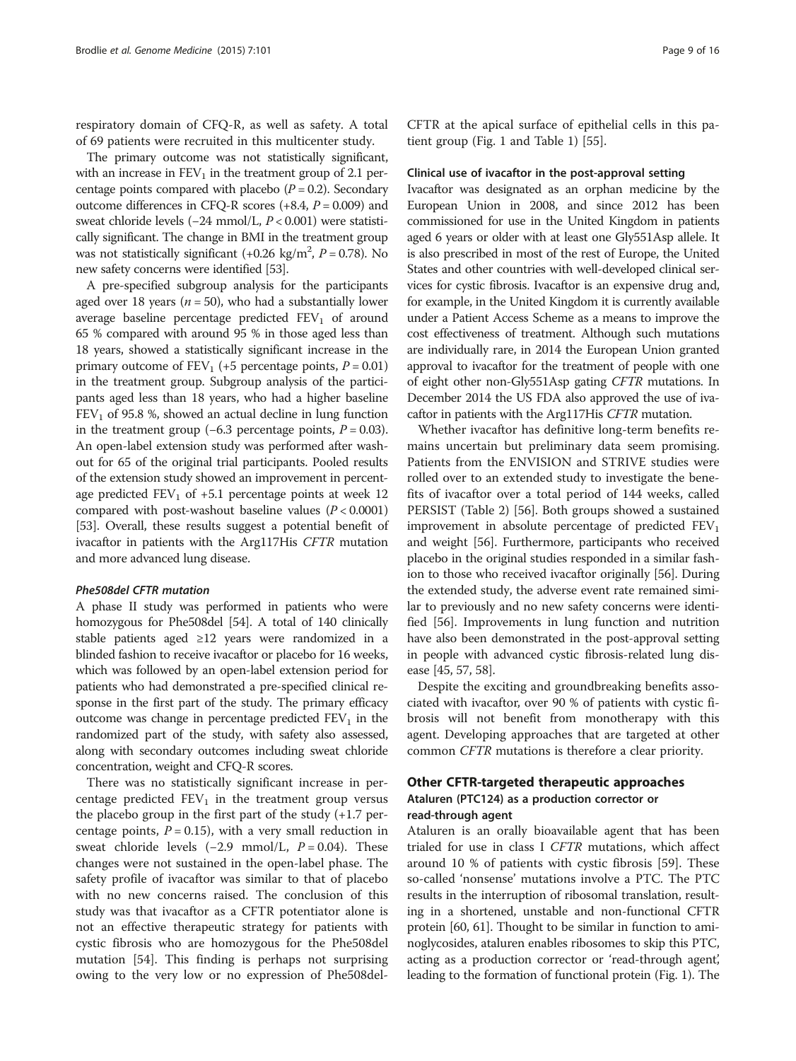respiratory domain of CFQ-R, as well as safety. A total of 69 patients were recruited in this multicenter study.

The primary outcome was not statistically significant, with an increase in $FEV_1$ in the treatment group of 2.1 percentage points compared with placebo ($P = 0.2$). Secondary outcome differences in CFQ-R scores (+8.4, $P = 0.009$) and sweat chloride levels (−24 mmol/L, $P < 0.001$) were statistically significant. The change in BMI in the treatment group was not statistically significant (+0.26 $kg/m^2$, $P = 0.78$). No new safety concerns were identified [53].

A pre-specified subgroup analysis for the participants aged over 18 years ($n = 50$), who had a substantially lower average baseline percentage predicted $FEV_1$ of around 65 % compared with around 95 % in those aged less than 18 years, showed a statistically significant increase in the primary outcome of $FEV_1$ (+5 percentage points, $P = 0.01$) in the treatment group. Subgroup analysis of the participants aged less than 18 years, who had a higher baseline $FEV_1$ of 95.8 %, showed an actual decline in lung function in the treatment group (−6.3 percentage points, $P = 0.03$). An open-label extension study was performed after washout for 65 of the original trial participants. Pooled results of the extension study showed an improvement in percentage predicted $FEV_1$ of +5.1 percentage points at week 12 compared with post-washout baseline values ($P < 0.0001$) [53]. Overall, these results suggest a potential benefit of ivacaftor in patients with the Arg117His *CFTR* mutation and more advanced lung disease.

#### *Phe508del CFTR mutation*

A phase II study was performed in patients who were homozygous for Phe508del [54]. A total of 140 clinically stable patients aged ≥12 years were randomized in a blinded fashion to receive ivacaftor or placebo for 16 weeks, which was followed by an open-label extension period for patients who had demonstrated a pre-specified clinical response in the first part of the study. The primary efficacy outcome was change in percentage predicted $FEV_1$ in the randomized part of the study, with safety also assessed, along with secondary outcomes including sweat chloride concentration, weight and CFQ-R scores.

There was no statistically significant increase in percentage predicted $FEV_1$ in the treatment group versus the placebo group in the first part of the study (+1.7 percentage points, $P = 0.15$), with a very small reduction in sweat chloride levels (−2.9 mmol/L, $P = 0.04$). These changes were not sustained in the open-label phase. The safety profile of ivacaftor was similar to that of placebo with no new concerns raised. The conclusion of this study was that ivacaftor as a CFTR potentiator alone is not an effective therapeutic strategy for patients with cystic fibrosis who are homozygous for the Phe508del mutation [54]. This finding is perhaps not surprising owing to the very low or no expression of Phe508del-CFTR at the apical surface of epithelial cells in this patient group (Fig. 1 and Table 1) [55].

#### Clinical use of ivacaftor in the post-approval setting

Ivacaftor was designated as an orphan medicine by the European Union in 2008, and since 2012 has been commissioned for use in the United Kingdom in patients aged 6 years or older with at least one Gly551Asp allele. It is also prescribed in most of the rest of Europe, the United States and other countries with well-developed clinical services for cystic fibrosis. Ivacaftor is an expensive drug and, for example, in the United Kingdom it is currently available under a Patient Access Scheme as a means to improve the cost effectiveness of treatment. Although such mutations are individually rare, in 2014 the European Union granted approval to ivacaftor for the treatment of people with one of eight other non-Gly551Asp gating *CFTR* mutations. In December 2014 the US FDA also approved the use of ivacaftor in patients with the Arg117His *CFTR* mutation.

Whether ivacaftor has definitive long-term benefits remains uncertain but preliminary data seem promising. Patients from the ENVISION and STRIVE studies were rolled over to an extended study to investigate the benefits of ivacaftor over a total period of 144 weeks, called PERSIST (Table 2) [56]. Both groups showed a sustained improvement in absolute percentage of predicted $FEV_1$ and weight [56]. Furthermore, participants who received placebo in the original studies responded in a similar fashion to those who received ivacaftor originally [56]. During the extended study, the adverse event rate remained similar to previously and no new safety concerns were identified [56]. Improvements in lung function and nutrition have also been demonstrated in the post-approval setting in people with advanced cystic fibrosis-related lung disease [45, 57, 58].

Despite the exciting and groundbreaking benefits associated with ivacaftor, over 90 % of patients with cystic fibrosis will not benefit from monotherapy with this agent. Developing approaches that are targeted at other common *CFTR* mutations is therefore a clear priority.

## Other CFTR-targeted therapeutic approaches

### Ataluren (PTC124) as a production corrector or read-through agent

Ataluren is an orally bioavailable agent that has been trialed for use in class I *CFTR* mutations, which affect around 10 % of patients with cystic fibrosis [59]. These so-called 'nonsense' mutations involve a PTC. The PTC results in the interruption of ribosomal translation, resulting in a shortened, unstable and non-functional CFTR protein [60, 61]. Thought to be similar in function to aminoglycosides, ataluren enables ribosomes to skip this PTC, acting as a production corrector or 'read-through agent', leading to the formation of functional protein (Fig. 1). The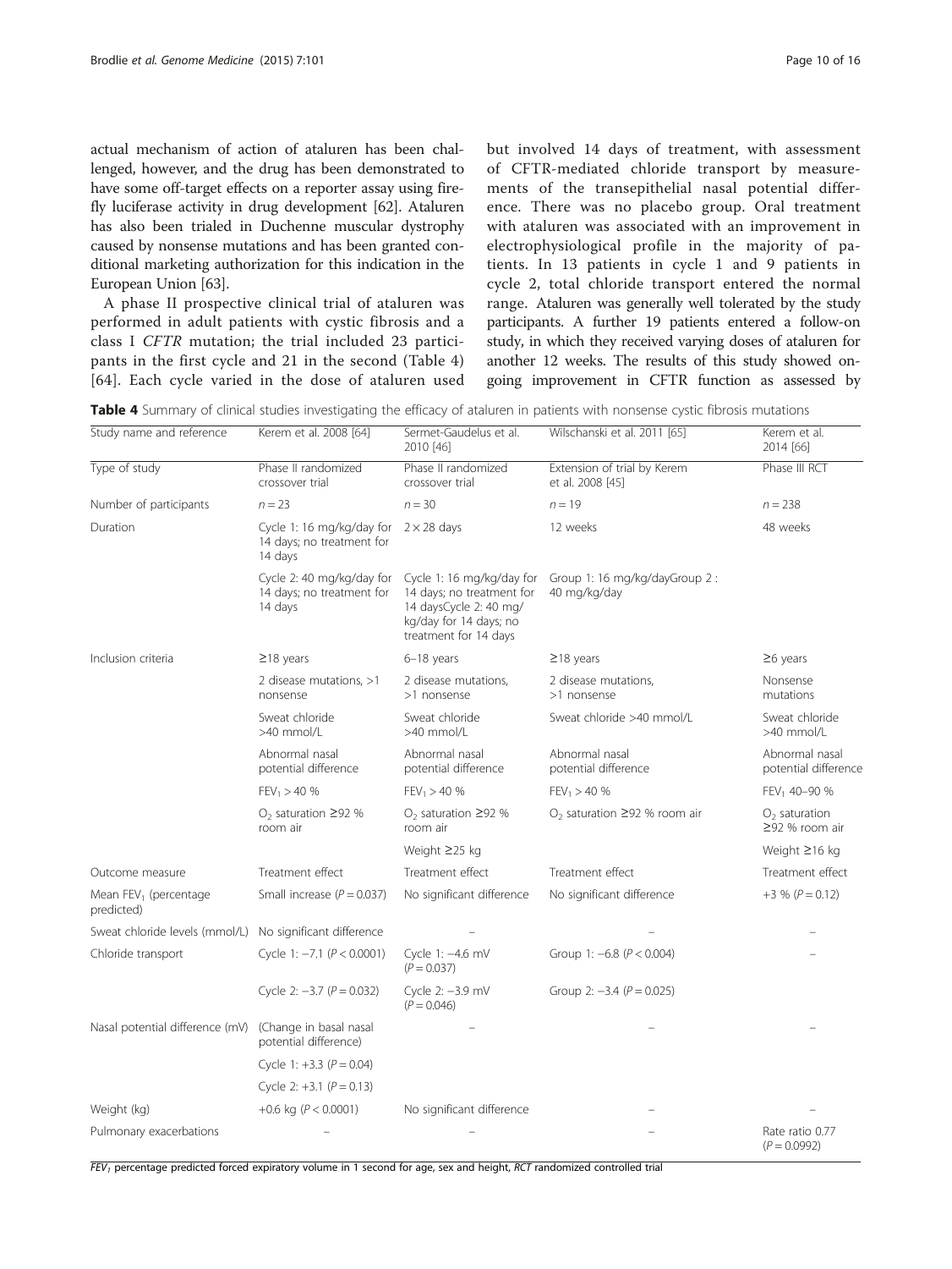actual mechanism of action of ataluren has been challenged, however, and the drug has been demonstrated to have some off-target effects on a reporter assay using firefly luciferase activity in drug development [62]. Ataluren has also been trialed in Duchenne muscular dystrophy caused by nonsense mutations and has been granted conditional marketing authorization for this indication in the European Union [63].

A phase II prospective clinical trial of ataluren was performed in adult patients with cystic fibrosis and a class I *CFTR* mutation; the trial included 23 participants in the first cycle and 21 in the second (Table 4) [64]. Each cycle varied in the dose of ataluren used but involved 14 days of treatment, with assessment of CFTR-mediated chloride transport by measurements of the transepithelial nasal potential difference. There was no placebo group. Oral treatment with ataluren was associated with an improvement in electrophysiological profile in the majority of patients. In 13 patients in cycle 1 and 9 patients in cycle 2, total chloride transport entered the normal range. Ataluren was generally well tolerated by the study participants. A further 19 patients entered a follow-on study, in which they received varying doses of ataluren for another 12 weeks. The results of this study showed ongoing improvement in CFTR function as assessed by

**Table 4** Summary of clinical studies investigating the efficacy of ataluren in patients with nonsense cystic fibrosis mutations

| Study name and reference | Kerem et al. 2008 [64] | Sermet-Gaudelus et al. 2010 [46] | Wilschanski et al. 2011 [65] | Kerem et al. 2014 [66] |
|---|---|---|---|---|
| Type of study | Phase II randomized crossover trial | Phase II randomized crossover trial | Extension of trial by Kerem et al. 2008 [45] | Phase III RCT |
| Number of participants | $n = 23$ | $n = 30$ | $n = 19$ | $n = 238$ |
| Duration | Cycle 1: 16 mg/kg/day for 14 days; no treatment for 14 days | 2 × 28 days | 12 weeks | 48 weeks |
| | Cycle 2: 40 mg/kg/day for 14 days; no treatment for 14 days | Cycle 1: 16 mg/kg/day for 14 days; no treatment for 14 daysCycle 2: 40 mg/kg/day for 14 days; no treatment for 14 days | Group 1: 16 mg/kg/dayGroup 2 : 40 mg/kg/day | |
| Inclusion criteria | ≥18 years | 6–18 years | ≥18 years | ≥6 years |
| | 2 disease mutations, >1 nonsense | 2 disease mutations, >1 nonsense | 2 disease mutations, >1 nonsense | Nonsense mutations |
| | Sweat chloride >40 mmol/L | Sweat chloride >40 mmol/L | Sweat chloride >40 mmol/L | Sweat chloride >40 mmol/L |
| | Abnormal nasal potential difference | Abnormal nasal potential difference | Abnormal nasal potential difference | Abnormal nasal potential difference |
| | $FEV_1$ > 40 % | $FEV_1$ > 40 % | $FEV_1$ > 40 % | $FEV_1$ 40–90 % |
| | $O_2$ saturation ≥92 % room air | $O_2$ saturation ≥92 % room air | $O_2$ saturation ≥92 % room air | $O_2$ saturation ≥92 % room air |
| | | Weight ≥25 kg | | Weight ≥16 kg |
| Outcome measure | Treatment effect | Treatment effect | Treatment effect | Treatment effect |
| Mean $FEV_1$ (percentage predicted) | Small increase ($P = 0.037$) | No significant difference | No significant difference | +3 % ($P = 0.12$) |
| Sweat chloride levels (mmol/L) | No significant difference | – | – | – |
| Chloride transport | Cycle 1: −7.1 ($P < 0.0001$) | Cycle 1: −4.6 mV ($P = 0.037$) | Group 1: −6.8 ($P < 0.004$) | – |
| | Cycle 2: −3.7 ($P = 0.032$) | Cycle 2: −3.9 mV ($P = 0.046$) | Group 2: −3.4 ($P = 0.025$) | |
| Nasal potential difference (mV) | (Change in basal nasal potential difference) | – | – | – |
| | Cycle 1: +3.3 ($P = 0.04$) | | | |
| | Cycle 2: +3.1 ($P = 0.13$) | | | |
| Weight (kg) | +0.6 kg ($P < 0.0001$) | No significant difference | – | – |
| Pulmonary exacerbations | – | – | – | Rate ratio 0.77 ($P = 0.0992$) |

*$FEV_1$* percentage predicted forced expiratory volume in 1 second for age, sex and height, *RCT* randomized controlled trial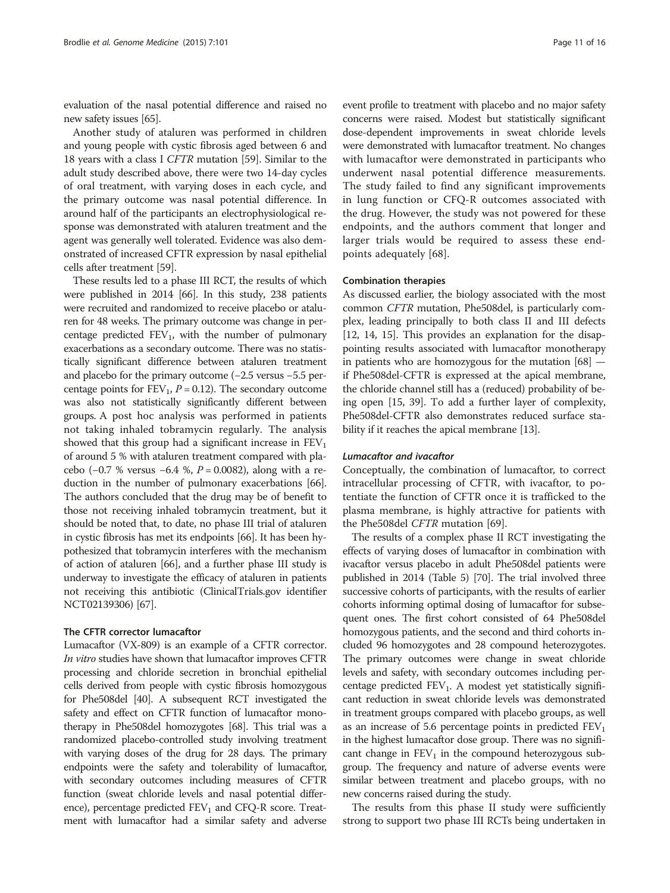evaluation of the nasal potential difference and raised no new safety issues [65].

Another study of ataluren was performed in children and young people with cystic fibrosis aged between 6 and 18 years with a class I *CFTR* mutation [59]. Similar to the adult study described above, there were two 14-day cycles of oral treatment, with varying doses in each cycle, and the primary outcome was nasal potential difference. In around half of the participants an electrophysiological response was demonstrated with ataluren treatment and the agent was generally well tolerated. Evidence was also demonstrated of increased CFTR expression by nasal epithelial cells after treatment [59].

These results led to a phase III RCT, the results of which were published in 2014 [66]. In this study, 238 patients were recruited and randomized to receive placebo or ataluren for 48 weeks. The primary outcome was change in percentage predicted $FEV_1$, with the number of pulmonary exacerbations as a secondary outcome. There was no statistically significant difference between ataluren treatment and placebo for the primary outcome (−2.5 versus −5.5 percentage points for $FEV_1$, $P = 0.12$). The secondary outcome was also not statistically significantly different between groups. A post hoc analysis was performed in patients not taking inhaled tobramycin regularly. The analysis showed that this group had a significant increase in $FEV_1$ of around 5 % with ataluren treatment compared with placebo (−0.7 % versus −6.4 %, $P = 0.0082$), along with a reduction in the number of pulmonary exacerbations [66]. The authors concluded that the drug may be of benefit to those not receiving inhaled tobramycin treatment, but it should be noted that, to date, no phase III trial of ataluren in cystic fibrosis has met its endpoints [66]. It has been hypothesized that tobramycin interferes with the mechanism of action of ataluren [66], and a further phase III study is underway to investigate the efficacy of ataluren in patients not receiving this antibiotic (ClinicalTrials.gov identifier NCT02139306) [67].

#### The CFTR corrector lumacaftor

Lumacaftor (VX-809) is an example of a CFTR corrector. *In vitro* studies have shown that lumacaftor improves CFTR processing and chloride secretion in bronchial epithelial cells derived from people with cystic fibrosis homozygous for Phe508del [40]. A subsequent RCT investigated the safety and effect on CFTR function of lumacaftor monotherapy in Phe508del homozygotes [68]. This trial was a randomized placebo-controlled study involving treatment with varying doses of the drug for 28 days. The primary endpoints were the safety and tolerability of lumacaftor, with secondary outcomes including measures of CFTR function (sweat chloride levels and nasal potential difference), percentage predicted $FEV_1$ and CFQ-R score. Treatment with lumacaftor had a similar safety and adverse event profile to treatment with placebo and no major safety concerns were raised. Modest but statistically significant dose-dependent improvements in sweat chloride levels were demonstrated with lumacaftor treatment. No changes with lumacaftor were demonstrated in participants who underwent nasal potential difference measurements. The study failed to find any significant improvements in lung function or CFQ-R outcomes associated with the drug. However, the study was not powered for these endpoints, and the authors comment that longer and larger trials would be required to assess these endpoints adequately [68].

#### Combination therapies

As discussed earlier, the biology associated with the most common *CFTR* mutation, Phe508del, is particularly complex, leading principally to both class II and III defects [12, 14, 15]. This provides an explanation for the disappointing results associated with lumacaftor monotherapy in patients who are homozygous for the mutation [68] — if Phe508del-CFTR is expressed at the apical membrane, the chloride channel still has a (reduced) probability of being open [15, 39]. To add a further layer of complexity, Phe508del-CFTR also demonstrates reduced surface stability if it reaches the apical membrane [13].

##### *Lumacaftor and ivacaftor*

Conceptually, the combination of lumacaftor, to correct intracellular processing of CFTR, with ivacaftor, to potentiate the function of CFTR once it is trafficked to the plasma membrane, is highly attractive for patients with the Phe508del *CFTR* mutation [69].

The results of a complex phase II RCT investigating the effects of varying doses of lumacaftor in combination with ivacaftor versus placebo in adult Phe508del patients were published in 2014 (Table 5) [70]. The trial involved three successive cohorts of participants, with the results of earlier cohorts informing optimal dosing of lumacaftor for subsequent ones. The first cohort consisted of 64 Phe508del homozygous patients, and the second and third cohorts included 96 homozygotes and 28 compound heterozygotes. The primary outcomes were change in sweat chloride levels and safety, with secondary outcomes including percentage predicted $FEV_1$. A modest yet statistically significant reduction in sweat chloride levels was demonstrated in treatment groups compared with placebo groups, as well as an increase of 5.6 percentage points in predicted $FEV_1$ in the highest lumacaftor dose group. There was no significant change in $FEV_1$ in the compound heterozygous subgroup. The frequency and nature of adverse events were similar between treatment and placebo groups, with no new concerns raised during the study.

The results from this phase II study were sufficiently strong to support two phase III RCTs being undertaken in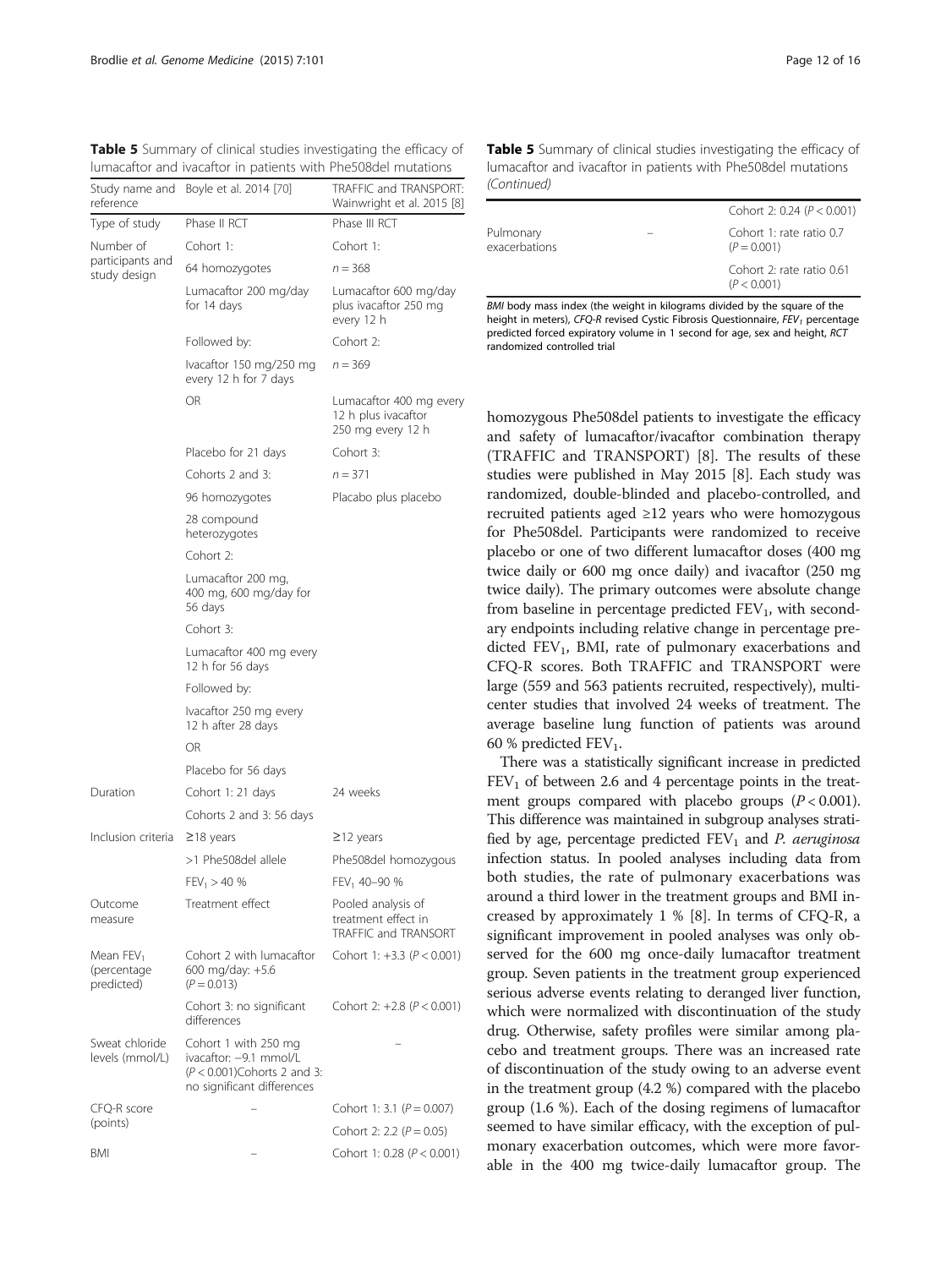**Table 5** Summary of clinical studies investigating the efficacy of lumacaftor and ivacaftor in patients with Phe508del mutations

| Study name and reference | Boyle et al. 2014 [70] | TRAFFIC and TRANSPORT: Wainwright et al. 2015 [8] |
|---|---|---|
| Type of study | Phase II RCT | Phase III RCT |
| Number of participants and study design | Cohort 1: | Cohort 1: |
| | 64 homozygotes | $n = 368$ |
| | Lumacaftor 200 mg/day for 14 days | Lumacaftor 600 mg/day plus ivacaftor 250 mg every 12 h |
| | Followed by: | Cohort 2: |
| | Ivacaftor 150 mg/250 mg every 12 h for 7 days | $n = 369$ |
| | OR | Lumacaftor 400 mg every 12 h plus ivacaftor 250 mg every 12 h |
| | Placebo for 21 days | Cohort 3: |
| | Cohorts 2 and 3: | $n = 371$ |
| | 96 homozygotes | Placabo plus placebo |
| | 28 compound heterozygotes | |
| | Cohort 2: | |
| | Lumacaftor 200 mg, 400 mg, 600 mg/day for 56 days | |
| | Cohort 3: | |
| | Lumacaftor 400 mg every 12 h for 56 days | |
| | Followed by: | |
| | Ivacaftor 250 mg every 12 h after 28 days | |
| | OR | |
| | Placebo for 56 days | |
| Duration | Cohort 1: 21 days | 24 weeks |
| | Cohorts 2 and 3: 56 days | |
| Inclusion criteria | ≥18 years | ≥12 years |
| | >1 Phe508del allele | Phe508del homozygous |
| | $FEV_1$ > 40 % | $FEV_1$ 40–90 % |
| Outcome measure | Treatment effect | Pooled analysis of treatment effect in TRAFFIC and TRANSORT |
| Mean $FEV_1$ (percentage predicted) | Cohort 2 with lumacaftor 600 mg/day: +5.6 ($P = 0.013$) | Cohort 1: +3.3 ($P < 0.001$) |
| | Cohort 3: no significant differences | Cohort 2: +2.8 ($P < 0.001$) |
| Sweat chloride levels (mmol/L) | Cohort 1 with 250 mg ivacaftor: −9.1 mmol/L ($P < 0.001$)Cohorts 2 and 3: no significant differences | – |
| CFQ-R score (points) | – | Cohort 1: 3.1 ($P = 0.007$) |
| | | Cohort 2: 2.2 ($P = 0.05$) |
| BMI | – | Cohort 1: 0.28 ($P < 0.001$) |
| | | Cohort 2: 0.24 ($P < 0.001$) |
| Pulmonary exacerbations | – | Cohort 1: rate ratio 0.7 ($P = 0.001$) |
| | | Cohort 2: rate ratio 0.61 ($P < 0.001$) |

*BMI* body mass index (the weight in kilograms divided by the square of the height in meters), *CFQ-R* revised Cystic Fibrosis Questionnaire, $FEV_1$ percentage predicted forced expiratory volume in 1 second for age, sex and height, *RCT* randomized controlled trial

homozygous Phe508del patients to investigate the efficacy and safety of lumacaftor/ivacaftor combination therapy (TRAFFIC and TRANSPORT) [8]. The results of these studies were published in May 2015 [8]. Each study was randomized, double-blinded and placebo-controlled, and recruited patients aged ≥12 years who were homozygous for Phe508del. Participants were randomized to receive placebo or one of two different lumacaftor doses (400 mg twice daily or 600 mg once daily) and ivacaftor (250 mg twice daily). The primary outcomes were absolute change from baseline in percentage predicted $FEV_1$, with secondary endpoints including relative change in percentage predicted $FEV_1$, BMI, rate of pulmonary exacerbations and CFQ-R scores. Both TRAFFIC and TRANSPORT were large (559 and 563 patients recruited, respectively), multicenter studies that involved 24 weeks of treatment. The average baseline lung function of patients was around 60 % predicted $FEV_1$.

There was a statistically significant increase in predicted $FEV_1$ of between 2.6 and 4 percentage points in the treatment groups compared with placebo groups ($P < 0.001$). This difference was maintained in subgroup analyses stratified by age, percentage predicted $FEV_1$ and *P. aeruginosa* infection status. In pooled analyses including data from both studies, the rate of pulmonary exacerbations was around a third lower in the treatment groups and BMI increased by approximately 1 % [8]. In terms of CFQ-R, a significant improvement in pooled analyses was only observed for the 600 mg once-daily lumacaftor treatment group. Seven patients in the treatment group experienced serious adverse events relating to deranged liver function, which were normalized with discontinuation of the study drug. Otherwise, safety profiles were similar among placebo and treatment groups. There was an increased rate of discontinuation of the study owing to an adverse event in the treatment group (4.2 %) compared with the placebo group (1.6 %). Each of the dosing regimens of lumacaftor seemed to have similar efficacy, with the exception of pulmonary exacerbation outcomes, which were more favorable in the 400 mg twice-daily lumacaftor group. The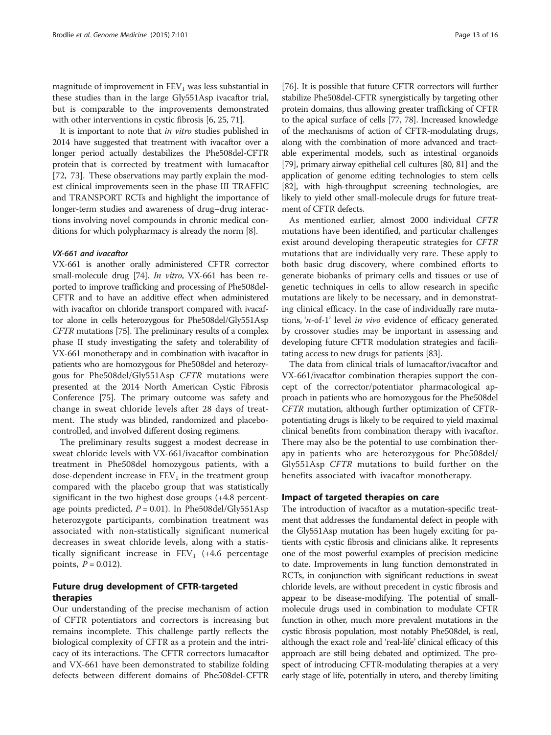magnitude of improvement in $FEV_1$ was less substantial in these studies than in the large Gly551Asp ivacaftor trial, but is comparable to the improvements demonstrated with other interventions in cystic fibrosis [6, 25, 71].

It is important to note that *in vitro* studies published in 2014 have suggested that treatment with ivacaftor over a longer period actually destabilizes the Phe508del-CFTR protein that is corrected by treatment with lumacaftor [72, 73]. These observations may partly explain the modest clinical improvements seen in the phase III TRAFFIC and TRANSPORT RCTs and highlight the importance of longer-term studies and awareness of drug–drug interactions involving novel compounds in chronic medical conditions for which polypharmacy is already the norm [8].

#### VX-661 and ivacaftor

VX-661 is another orally administered CFTR corrector small-molecule drug [74]. *In vitro*, VX-661 has been reported to improve trafficking and processing of Phe508del-CFTR and to have an additive effect when administered with ivacaftor on chloride transport compared with ivacaftor alone in cells heterozygous for Phe508del/Gly551Asp *CFTR* mutations [75]. The preliminary results of a complex phase II study investigating the safety and tolerability of VX-661 monotherapy and in combination with ivacaftor in patients who are homozygous for Phe508del and heterozygous for Phe508del/Gly551Asp *CFTR* mutations were presented at the 2014 North American Cystic Fibrosis Conference [75]. The primary outcome was safety and change in sweat chloride levels after 28 days of treatment. The study was blinded, randomized and placebo-controlled, and involved different dosing regimens.

The preliminary results suggest a modest decrease in sweat chloride levels with VX-661/ivacaftor combination treatment in Phe508del homozygous patients, with a dose-dependent increase in $FEV_1$ in the treatment group compared with the placebo group that was statistically significant in the two highest dose groups (+4.8 percentage points predicted, $P = 0.01$). In Phe508del/Gly551Asp heterozygote participants, combination treatment was associated with non-statistically significant numerical decreases in sweat chloride levels, along with a statistically significant increase in $FEV_1$ (+4.6 percentage points, $P = 0.012$).

## Future drug development of CFTR-targeted therapies

Our understanding of the precise mechanism of action of CFTR potentiators and correctors is increasing but remains incomplete. This challenge partly reflects the biological complexity of CFTR as a protein and the intricacy of its interactions. The CFTR correctors lumacaftor and VX-661 have been demonstrated to stabilize folding defects between different domains of Phe508del-CFTR [76]. It is possible that future CFTR correctors will further stabilize Phe508del-CFTR synergistically by targeting other protein domains, thus allowing greater trafficking of CFTR to the apical surface of cells [77, 78]. Increased knowledge of the mechanisms of action of CFTR-modulating drugs, along with the combination of more advanced and tractable experimental models, such as intestinal organoids [79], primary airway epithelial cell cultures [80, 81] and the application of genome editing technologies to stem cells [82], with high-throughput screening technologies, are likely to yield other small-molecule drugs for future treatment of CFTR defects.

As mentioned earlier, almost 2000 individual *CFTR* mutations have been identified, and particular challenges exist around developing therapeutic strategies for *CFTR* mutations that are individually very rare. These apply to both basic drug discovery, where combined efforts to generate biobanks of primary cells and tissues or use of genetic techniques in cells to allow research in specific mutations are likely to be necessary, and in demonstrating clinical efficacy. In the case of individually rare mutations, '*n*-of-1' level *in vivo* evidence of efficacy generated by crossover studies may be important in assessing and developing future CFTR modulation strategies and facilitating access to new drugs for patients [83].

The data from clinical trials of lumacaftor/ivacaftor and VX-661/ivacaftor combination therapies support the concept of the corrector/potentiator pharmacological approach in patients who are homozygous for the Phe508del *CFTR* mutation, although further optimization of CFTR-potentiating drugs is likely to be required to yield maximal clinical benefits from combination therapy with ivacaftor. There may also be the potential to use combination therapy in patients who are heterozygous for Phe508del/Gly551Asp *CFTR* mutations to build further on the benefits associated with ivacaftor monotherapy.

## Impact of targeted therapies on care

The introduction of ivacaftor as a mutation-specific treatment that addresses the fundamental defect in people with the Gly551Asp mutation has been hugely exciting for patients with cystic fibrosis and clinicians alike. It represents one of the most powerful examples of precision medicine to date. Improvements in lung function demonstrated in RCTs, in conjunction with significant reductions in sweat chloride levels, are without precedent in cystic fibrosis and appear to be disease-modifying. The potential of small-molecule drugs used in combination to modulate CFTR function in other, much more prevalent mutations in the cystic fibrosis population, most notably Phe508del, is real, although the exact role and 'real-life' clinical efficacy of this approach are still being debated and optimized. The prospect of introducing CFTR-modulating therapies at a very early stage of life, potentially in utero, and thereby limiting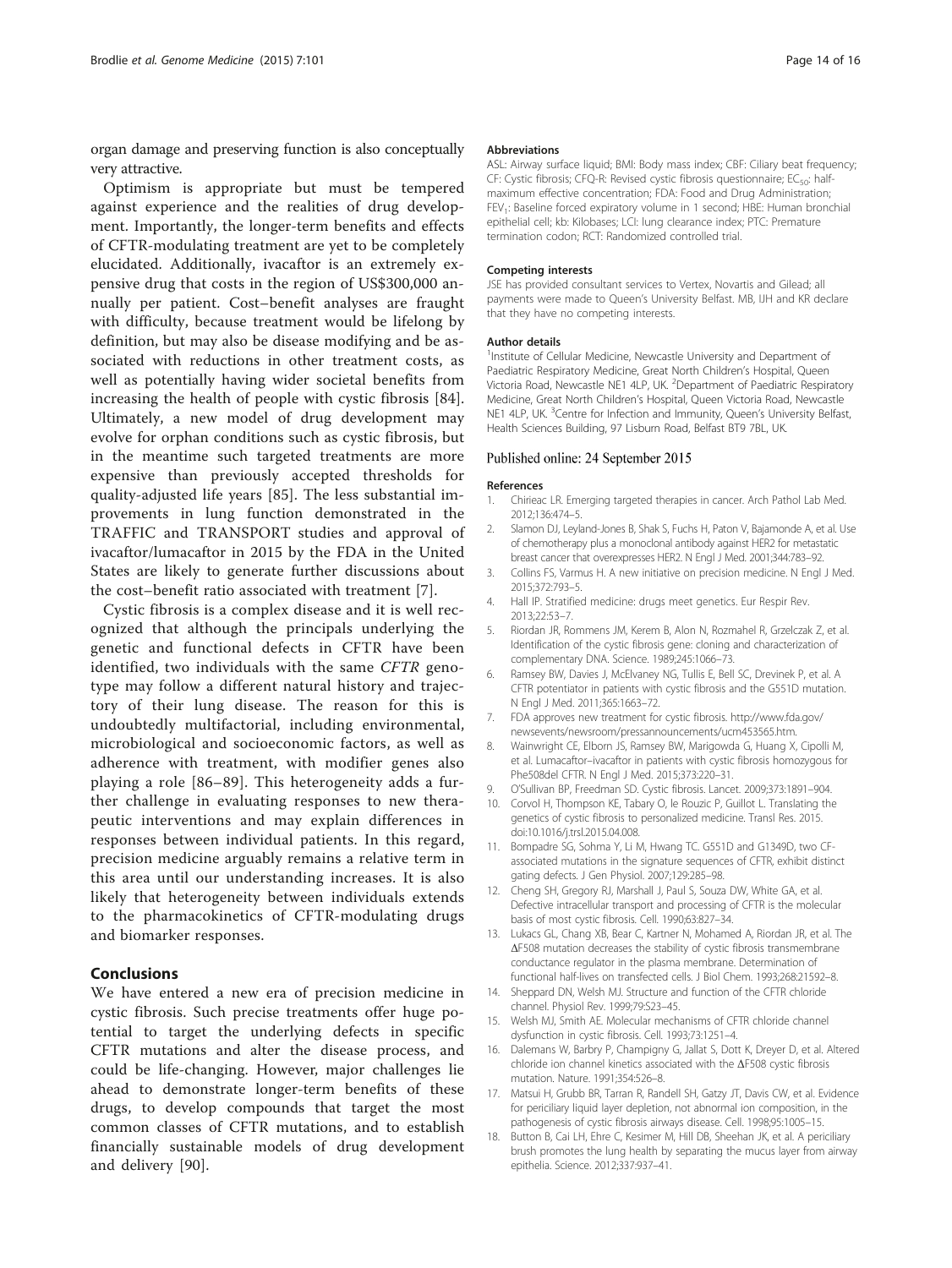organ damage and preserving function is also conceptually very attractive.

Optimism is appropriate but must be tempered against experience and the realities of drug development. Importantly, the longer-term benefits and effects of CFTR-modulating treatment are yet to be completely elucidated. Additionally, ivacaftor is an extremely expensive drug that costs in the region of US$300,000 annually per patient. Cost–benefit analyses are fraught with difficulty, because treatment would be lifelong by definition, but may also be disease modifying and be associated with reductions in other treatment costs, as well as potentially having wider societal benefits from increasing the health of people with cystic fibrosis [84]. Ultimately, a new model of drug development may evolve for orphan conditions such as cystic fibrosis, but in the meantime such targeted treatments are more expensive than previously accepted thresholds for quality-adjusted life years [85]. The less substantial improvements in lung function demonstrated in the TRAFFIC and TRANSPORT studies and approval of ivacaftor/lumacaftor in 2015 by the FDA in the United States are likely to generate further discussions about the cost–benefit ratio associated with treatment [7].

Cystic fibrosis is a complex disease and it is well recognized that although the principals underlying the genetic and functional defects in CFTR have been identified, two individuals with the same *CFTR* genotype may follow a different natural history and trajectory of their lung disease. The reason for this is undoubtedly multifactorial, including environmental, microbiological and socioeconomic factors, as well as adherence with treatment, with modifier genes also playing a role [86–89]. This heterogeneity adds a further challenge in evaluating responses to new therapeutic interventions and may explain differences in responses between individual patients. In this regard, precision medicine arguably remains a relative term in this area until our understanding increases. It is also likely that heterogeneity between individuals extends to the pharmacokinetics of CFTR-modulating drugs and biomarker responses.

## Conclusions

We have entered a new era of precision medicine in cystic fibrosis. Such precise treatments offer huge potential to target the underlying defects in specific CFTR mutations and alter the disease process, and could be life-changing. However, major challenges lie ahead to demonstrate longer-term benefits of these drugs, to develop compounds that target the most common classes of CFTR mutations, and to establish financially sustainable models of drug development and delivery [90].

#### Abbreviations

ASL: Airway surface liquid; BMI: Body mass index; CBF: Ciliary beat frequency; CF: Cystic fibrosis; CFQ-R: Revised cystic fibrosis questionnaire; $EC_{50}$: half-maximum effective concentration; FDA: Food and Drug Administration; $FEV_1$: Baseline forced expiratory volume in 1 second; HBE: Human bronchial epithelial cell; kb: Kilobases; LCI: lung clearance index; PTC: Premature termination codon; RCT: Randomized controlled trial.

#### Competing interests

JSE has provided consultant services to Vertex, Novartis and Gilead; all payments were made to Queen's University Belfast. MB, IJH and KR declare that they have no competing interests.

#### Author details

[1]Institute of Cellular Medicine, Newcastle University and Department of Paediatric Respiratory Medicine, Great North Children's Hospital, Queen Victoria Road, Newcastle NE1 4LP, UK. [2]Department of Paediatric Respiratory Medicine, Great North Children's Hospital, Queen Victoria Road, Newcastle NE1 4LP, UK. [3]Centre for Infection and Immunity, Queen's University Belfast, Health Sciences Building, 97 Lisburn Road, Belfast BT9 7BL, UK.

Published online: 24 September 2015

#### References

1. Chirieac LR. Emerging targeted therapies in cancer. Arch Pathol Lab Med. 2012;136:474–5.
2. Slamon DJ, Leyland-Jones B, Shak S, Fuchs H, Paton V, Bajamonde A, et al. Use of chemotherapy plus a monoclonal antibody against HER2 for metastatic breast cancer that overexpresses HER2. N Engl J Med. 2001;344:783–92.
3. Collins FS, Varmus H. A new initiative on precision medicine. N Engl J Med. 2015;372:793–5.
4. Hall IP. Stratified medicine: drugs meet genetics. Eur Respir Rev. 2013;22:53–7.
5. Riordan JR, Rommens JM, Kerem B, Alon N, Rozmahel R, Grzelczak Z, et al. Identification of the cystic fibrosis gene: cloning and characterization of complementary DNA. Science. 1989;245:1066–73.
6. Ramsey BW, Davies J, McElvaney NG, Tullis E, Bell SC, Drevinek P, et al. A CFTR potentiator in patients with cystic fibrosis and the G551D mutation. N Engl J Med. 2011;365:1663–72.
7. FDA approves new treatment for cystic fibrosis. http://www.fda.gov/newsevents/newsroom/pressannouncements/ucm453565.htm.
8. Wainwright CE, Elborn JS, Ramsey BW, Marigowda G, Huang X, Cipolli M, et al. Lumacaftor–ivacaftor in patients with cystic fibrosis homozygous for Phe508del CFTR. N Engl J Med. 2015;373:220–31.
9. O'Sullivan BP, Freedman SD. Cystic fibrosis. Lancet. 2009;373:1891–904.
10. Corvol H, Thompson KE, Tabary O, le Rouzic P, Guillot L. Translating the genetics of cystic fibrosis to personalized medicine. Transl Res. 2015. doi:10.1016/j.trsl.2015.04.008.
11. Bompadre SG, Sohma Y, Li M, Hwang TC. G551D and G1349D, two CF-associated mutations in the signature sequences of CFTR, exhibit distinct gating defects. J Gen Physiol. 2007;129:285–98.
12. Cheng SH, Gregory RJ, Marshall J, Paul S, Souza DW, White GA, et al. Defective intracellular transport and processing of CFTR is the molecular basis of most cystic fibrosis. Cell. 1990;63:827–34.
13. Lukacs GL, Chang XB, Bear C, Kartner N, Mohamed A, Riordan JR, et al. The ΔF508 mutation decreases the stability of cystic fibrosis transmembrane conductance regulator in the plasma membrane. Determination of functional half-lives on transfected cells. J Biol Chem. 1993;268:21592–8.
14. Sheppard DN, Welsh MJ. Structure and function of the CFTR chloride channel. Physiol Rev. 1999;79:S23–45.
15. Welsh MJ, Smith AE. Molecular mechanisms of CFTR chloride channel dysfunction in cystic fibrosis. Cell. 1993;73:1251–4.
16. Dalemans W, Barbry P, Champigny G, Jallat S, Dott K, Dreyer D, et al. Altered chloride ion channel kinetics associated with the ΔF508 cystic fibrosis mutation. Nature. 1991;354:526–8.
17. Matsui H, Grubb BR, Tarran R, Randell SH, Gatzy JT, Davis CW, et al. Evidence for periciliary liquid layer depletion, not abnormal ion composition, in the pathogenesis of cystic fibrosis airways disease. Cell. 1998;95:1005–15.
18. Button B, Cai LH, Ehre C, Kesimer M, Hill DB, Sheehan JK, et al. A periciliary brush promotes the lung health by separating the mucus layer from airway epithelia. Science. 2012;337:937–41.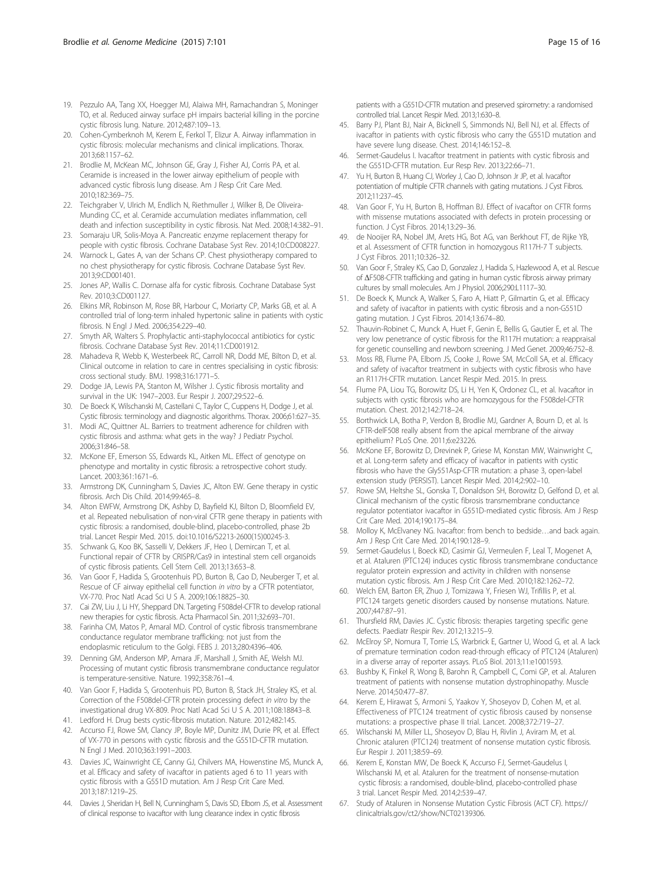19. Pezzulo AA, Tang XX, Hoegger MJ, Alaiwa MH, Ramachandran S, Moninger TO, et al. Reduced airway surface pH impairs bacterial killing in the porcine cystic fibrosis lung. Nature. 2012;487:109–13.
20. Cohen-Cymberknoh M, Kerem E, Ferkol T, Elizur A. Airway inflammation in cystic fibrosis: molecular mechanisms and clinical implications. Thorax. 2013;68:1157–62.
21. Brodlie M, McKean MC, Johnson GE, Gray J, Fisher AJ, Corris PA, et al. Ceramide is increased in the lower airway epithelium of people with advanced cystic fibrosis lung disease. Am J Resp Crit Care Med. 2010;182:369–75.
22. Teichgraber V, Ulrich M, Endlich N, Riethmuller J, Wilker B, De Oliveira-Munding CC, et al. Ceramide accumulation mediates inflammation, cell death and infection susceptibility in cystic fibrosis. Nat Med. 2008;14:382–91.
23. Somaraju UR, Solis-Moya A. Pancreatic enzyme replacement therapy for people with cystic fibrosis. Cochrane Database Syst Rev. 2014;10:CD008227.
24. Warnock L, Gates A, van der Schans CP. Chest physiotherapy compared to no chest physiotherapy for cystic fibrosis. Cochrane Database Syst Rev. 2013;9:CD001401.
25. Jones AP, Wallis C. Dornase alfa for cystic fibrosis. Cochrane Database Syst Rev. 2010;3:CD001127.
26. Elkins MR, Robinson M, Rose BR, Harbour C, Moriarty CP, Marks GB, et al. A controlled trial of long-term inhaled hypertonic saline in patients with cystic fibrosis. N Engl J Med. 2006;354:229–40.
27. Smyth AR, Walters S. Prophylactic anti-staphylococcal antibiotics for cystic fibrosis. Cochrane Database Syst Rev. 2014;11:CD001912.
28. Mahadeva R, Webb K, Westerbeek RC, Carroll NR, Dodd ME, Bilton D, et al. Clinical outcome in relation to care in centres specialising in cystic fibrosis: cross sectional study. BMJ. 1998;316:1771–5.
29. Dodge JA, Lewis PA, Stanton M, Wilsher J. Cystic fibrosis mortality and survival in the UK: 1947–2003. Eur Respir J. 2007;29:522–6.
30. De Boeck K, Wilschanski M, Castellani C, Taylor C, Cuppens H, Dodge J, et al. Cystic fibrosis: terminology and diagnostic algorithms. Thorax. 2006;61:627–35.
31. Modi AC, Quittner AL. Barriers to treatment adherence for children with cystic fibrosis and asthma: what gets in the way? J Pediatr Psychol. 2006;31:846–58.
32. McKone EF, Emerson SS, Edwards KL, Aitken ML. Effect of genotype on phenotype and mortality in cystic fibrosis: a retrospective cohort study. Lancet. 2003;361:1671–6.
33. Armstrong DK, Cunningham S, Davies JC, Alton EW. Gene therapy in cystic fibrosis. Arch Dis Child. 2014;99:465–8.
34. Alton EWFW, Armstrong DK, Ashby D, Bayfield KJ, Bilton D, Bloomfield EV, et al. Repeated nebulisation of non-viral CFTR gene therapy in patients with cystic fibrosis: a randomised, double-blind, placebo-controlled, phase 2b trial. Lancet Respir Med. 2015. doi:10.1016/S2213-2600(15)00245-3.
35. Schwank G, Koo BK, Sasselli V, Dekkers JF, Heo I, Demircan T, et al. Functional repair of CFTR by CRISPR/Cas9 in intestinal stem cell organoids of cystic fibrosis patients. Cell Stem Cell. 2013;13:653–8.
36. Van Goor F, Hadida S, Grootenhuis PD, Burton B, Cao D, Neuberger T, et al. Rescue of CF airway epithelial cell function *in vitro* by a CFTR potentiator, VX-770. Proc Natl Acad Sci U S A. 2009;106:18825–30.
37. Cai ZW, Liu J, Li HY, Sheppard DN. Targeting F508del-CFTR to develop rational new therapies for cystic fibrosis. Acta Pharmacol Sin. 2011;32:693–701.
38. Farinha CM, Matos P, Amaral MD. Control of cystic fibrosis transmembrane conductance regulator membrane trafficking: not just from the endoplasmic reticulum to the Golgi. FEBS J. 2013;280:4396–406.
39. Denning GM, Anderson MP, Amara JF, Marshall J, Smith AE, Welsh MJ. Processing of mutant cystic fibrosis transmembrane conductance regulator is temperature-sensitive. Nature. 1992;358:761–4.
40. Van Goor F, Hadida S, Grootenhuis PD, Burton B, Stack JH, Straley KS, et al. Correction of the F508del-CFTR protein processing defect *in vitro* by the investigational drug VX-809. Proc Natl Acad Sci U S A. 2011;108:18843–8.
41. Ledford H. Drug bests cystic-fibrosis mutation. Nature. 2012;482:145.
42. Accurso FJ, Rowe SM, Clancy JP, Boyle MP, Dunitz JM, Durie PR, et al. Effect of VX-770 in persons with cystic fibrosis and the G551D-CFTR mutation. N Engl J Med. 2010;363:1991–2003.
43. Davies JC, Wainwright CE, Canny GJ, Chilvers MA, Howenstine MS, Munck A, et al. Efficacy and safety of ivacaftor in patients aged 6 to 11 years with cystic fibrosis with a G551D mutation. Am J Resp Crit Care Med. 2013;187:1219–25.
44. Davies J, Sheridan H, Bell N, Cunningham S, Davis SD, Elborn JS, et al. Assessment of clinical response to ivacaftor with lung clearance index in cystic fibrosis patients with a G551D-CFTR mutation and preserved spirometry: a randomised controlled trial. Lancet Respir Med. 2013;1:630–8.
45. Barry PJ, Plant BJ, Nair A, Bicknell S, Simmonds NJ, Bell NJ, et al. Effects of ivacaftor in patients with cystic fibrosis who carry the G551D mutation and have severe lung disease. Chest. 2014;146:152–8.
46. Sermet-Gaudelus I. Ivacaftor treatment in patients with cystic fibrosis and the G551D-CFTR mutation. Eur Resp Rev. 2013;22:66–71.
47. Yu H, Burton B, Huang CJ, Worley J, Cao D, Johnson Jr JP, et al. Ivacaftor potentiation of multiple CFTR channels with gating mutations. J Cyst Fibros. 2012;11:237–45.
48. Van Goor F, Yu H, Burton B, Hoffman BJ. Effect of ivacaftor on CFTR forms with missense mutations associated with defects in protein processing or function. J Cyst Fibros. 2014;13:29–36.
49. de Nooijer RA, Nobel JM, Arets HG, Bot AG, van Berkhout FT, de Rijke YB, et al. Assessment of CFTR function in homozygous R117H-7 T subjects. J Cyst Fibros. 2011;10:326–32.
50. Van Goor F, Straley KS, Cao D, Gonzalez J, Hadida S, Hazlewood A, et al. Rescue of ΔF508-CFTR trafficking and gating in human cystic fibrosis airway primary cultures by small molecules. Am J Physiol. 2006;290:L1117–30.
51. De Boeck K, Munck A, Walker S, Faro A, Hiatt P, Gilmartin G, et al. Efficacy and safety of ivacaftor in patients with cystic fibrosis and a non-G551D gating mutation. J Cyst Fibros. 2014;13:674–80.
52. Thauvin-Robinet C, Munck A, Huet F, Genin E, Bellis G, Gautier E, et al. The very low penetrance of cystic fibrosis for the R117H mutation: a reappraisal for genetic counselling and newborn screening. J Med Genet. 2009;46:752–8.
53. Moss RB, Flume PA, Elborn JS, Cooke J, Rowe SM, McColl SA, et al. Efficacy and safety of ivacaftor treatment in subjects with cystic fibrosis who have an R117H-CFTR mutation. Lancet Respir Med. 2015. In press.
54. Flume PA, Liou TG, Borowitz DS, Li H, Yen K, Ordonez CL, et al. Ivacaftor in subjects with cystic fibrosis who are homozygous for the F508del-CFTR mutation. Chest. 2012;142:718–24.
55. Borthwick LA, Botha P, Verdon B, Brodlie MJ, Gardner A, Bourn D, et al. Is CFTR-delF508 really absent from the apical membrane of the airway epithelium? PLoS One. 2011;6:e23226.
56. McKone EF, Borowitz D, Drevinek P, Griese M, Konstan MW, Wainwright C, et al. Long-term safety and efficacy of ivacaftor in patients with cystic fibrosis who have the Gly551Asp-CFTR mutation: a phase 3, open-label extension study (PERSIST). Lancet Respir Med. 2014;2:902–10.
57. Rowe SM, Heltshe SL, Gonska T, Donaldson SH, Borowitz D, Gelfond D, et al. Clinical mechanism of the cystic fibrosis transmembrane conductance regulator potentiator ivacaftor in G551D-mediated cystic fibrosis. Am J Resp Crit Care Med. 2014;190:175–84.
58. Molloy K, McElvaney NG. Ivacaftor: from bench to bedside…and back again. Am J Resp Crit Care Med. 2014;190:128–9.
59. Sermet-Gaudelus I, Boeck KD, Casimir GJ, Vermeulen F, Leal T, Mogenet A, et al. Ataluren (PTC124) induces cystic fibrosis transmembrane conductance regulator protein expression and activity in children with nonsense mutation cystic fibrosis. Am J Resp Crit Care Med. 2010;182:1262–72.
60. Welch EM, Barton ER, Zhuo J, Tomizawa Y, Friesen WJ, Trifillis P, et al. PTC124 targets genetic disorders caused by nonsense mutations. Nature. 2007;447:87–91.
61. Thursfield RM, Davies JC. Cystic fibrosis: therapies targeting specific gene defects. Paediatr Respir Rev. 2012;13:215–9.
62. McElroy SP, Nomura T, Torrie LS, Warbrick E, Gartner U, Wood G, et al. A lack of premature termination codon read-through efficacy of PTC124 (Ataluren) in a diverse array of reporter assays. PLoS Biol. 2013;11:e1001593.
63. Bushby K, Finkel R, Wong B, Barohn R, Campbell C, Comi GP, et al. Ataluren treatment of patients with nonsense mutation dystrophinopathy. Muscle Nerve. 2014;50:477–87.
64. Kerem E, Hirawat S, Armoni S, Yaakov Y, Shoseyov D, Cohen M, et al. Effectiveness of PTC124 treatment of cystic fibrosis caused by nonsense mutations: a prospective phase II trial. Lancet. 2008;372:719–27.
65. Wilschanski M, Miller LL, Shoseyov D, Blau H, Rivlin J, Aviram M, et al. Chronic ataluren (PTC124) treatment of nonsense mutation cystic fibrosis. Eur Respir J. 2011;38:59–69.
66. Kerem E, Konstan MW, De Boeck K, Accurso FJ, Sermet-Gaudelus I, Wilschanski M, et al. Ataluren for the treatment of nonsense-mutation cystic fibrosis: a randomised, double-blind, placebo-controlled phase 3 trial. Lancet Respir Med. 2014;2:539–47.
67. Study of Ataluren in Nonsense Mutation Cystic Fibrosis (ACT CF). https://clinicaltrials.gov/ct2/show/NCT02139306.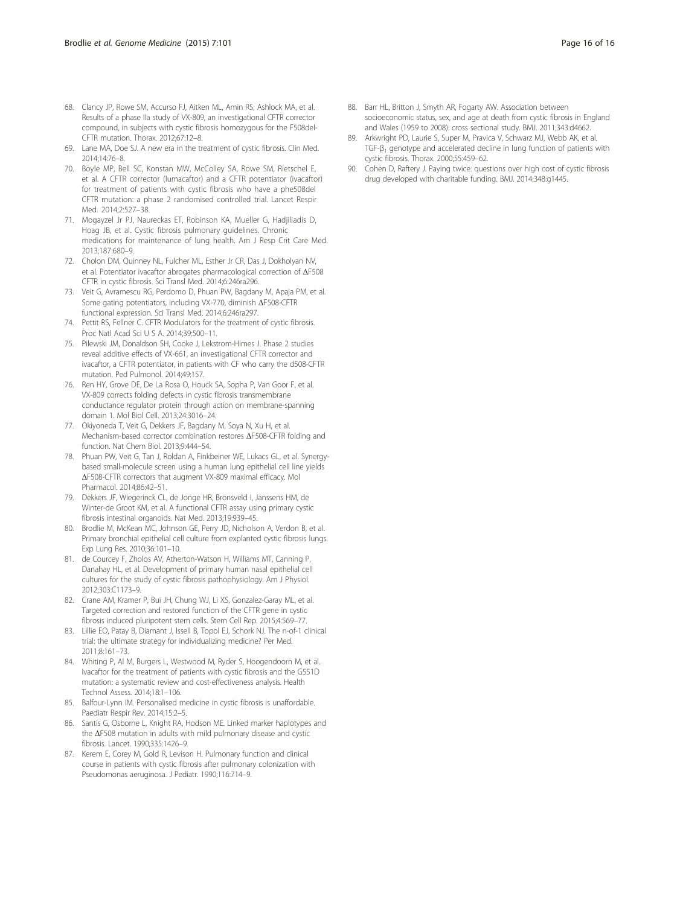68. Clancy JP, Rowe SM, Accurso FJ, Aitken ML, Amin RS, Ashlock MA, et al. Results of a phase IIa study of VX-809, an investigational CFTR corrector compound, in subjects with cystic fibrosis homozygous for the F508del-CFTR mutation. Thorax. 2012;67:12–8.
69. Lane MA, Doe SJ. A new era in the treatment of cystic fibrosis. Clin Med. 2014;14:76–8.
70. Boyle MP, Bell SC, Konstan MW, McColley SA, Rowe SM, Rietschel E, et al. A CFTR corrector (lumacaftor) and a CFTR potentiator (ivacaftor) for treatment of patients with cystic fibrosis who have a phe508del CFTR mutation: a phase 2 randomised controlled trial. Lancet Respir Med. 2014;2:527–38.
71. Mogayzel Jr PJ, Naureckas ET, Robinson KA, Mueller G, Hadjiliadis D, Hoag JB, et al. Cystic fibrosis pulmonary guidelines. Chronic medications for maintenance of lung health. Am J Resp Crit Care Med. 2013;187:680–9.
72. Cholon DM, Quinney NL, Fulcher ML, Esther Jr CR, Das J, Dokholyan NV, et al. Potentiator ivacaftor abrogates pharmacological correction of ΔF508 CFTR in cystic fibrosis. Sci Transl Med. 2014;6:246ra296.
73. Veit G, Avramescu RG, Perdomo D, Phuan PW, Bagdany M, Apaja PM, et al. Some gating potentiators, including VX-770, diminish ΔF508-CFTR functional expression. Sci Transl Med. 2014;6:246ra297.
74. Pettit RS, Fellner C. CFTR Modulators for the treatment of cystic fibrosis. Proc Natl Acad Sci U S A. 2014;39:500–11.
75. Pilewski JM, Donaldson SH, Cooke J, Lekstrom-Himes J. Phase 2 studies reveal additive effects of VX-661, an investigational CFTR corrector and ivacaftor, a CFTR potentiator, in patients with CF who carry the d508-CFTR mutation. Ped Pulmonol. 2014;49:157.
76. Ren HY, Grove DE, De La Rosa O, Houck SA, Sopha P, Van Goor F, et al. VX-809 corrects folding defects in cystic fibrosis transmembrane conductance regulator protein through action on membrane-spanning domain 1. Mol Biol Cell. 2013;24:3016–24.
77. Okiyoneda T, Veit G, Dekkers JF, Bagdany M, Soya N, Xu H, et al. Mechanism-based corrector combination restores ΔF508-CFTR folding and function. Nat Chem Biol. 2013;9:444–54.
78. Phuan PW, Veit G, Tan J, Roldan A, Finkbeiner WE, Lukacs GL, et al. Synergy-based small-molecule screen using a human lung epithelial cell line yields ΔF508-CFTR correctors that augment VX-809 maximal efficacy. Mol Pharmacol. 2014;86:42–51.
79. Dekkers JF, Wiegerinck CL, de Jonge HR, Bronsveld I, Janssens HM, de Winter-de Groot KM, et al. A functional CFTR assay using primary cystic fibrosis intestinal organoids. Nat Med. 2013;19:939–45.
80. Brodlie M, McKean MC, Johnson GE, Perry JD, Nicholson A, Verdon B, et al. Primary bronchial epithelial cell culture from explanted cystic fibrosis lungs. Exp Lung Res. 2010;36:101–10.
81. de Courcey F, Zholos AV, Atherton-Watson H, Williams MT, Canning P, Danahay HL, et al. Development of primary human nasal epithelial cell cultures for the study of cystic fibrosis pathophysiology. Am J Physiol. 2012;303:C1173–9.
82. Crane AM, Kramer P, Bui JH, Chung WJ, Li XS, Gonzalez-Garay ML, et al. Targeted correction and restored function of the CFTR gene in cystic fibrosis induced pluripotent stem cells. Stem Cell Rep. 2015;4:569–77.
83. Lillie EO, Patay B, Diamant J, Issell B, Topol EJ, Schork NJ. The n-of-1 clinical trial: the ultimate strategy for individualizing medicine? Per Med. 2011;8:161–73.
84. Whiting P, Al M, Burgers L, Westwood M, Ryder S, Hoogendoorn M, et al. Ivacaftor for the treatment of patients with cystic fibrosis and the G551D mutation: a systematic review and cost-effectiveness analysis. Health Technol Assess. 2014;18:1–106.
85. Balfour-Lynn IM. Personalised medicine in cystic fibrosis is unaffordable. Paediatr Respir Rev. 2014;15:2–5.
86. Santis G, Osborne L, Knight RA, Hodson ME. Linked marker haplotypes and the ΔF508 mutation in adults with mild pulmonary disease and cystic fibrosis. Lancet. 1990;335:1426–9.
87. Kerem E, Corey M, Gold R, Levison H. Pulmonary function and clinical course in patients with cystic fibrosis after pulmonary colonization with Pseudomonas aeruginosa. J Pediatr. 1990;116:714–9.
88. Barr HL, Britton J, Smyth AR, Fogarty AW. Association between socioeconomic status, sex, and age at death from cystic fibrosis in England and Wales (1959 to 2008): cross sectional study. BMJ. 2011;343:d4662.
89. Arkwright PD, Laurie S, Super M, Pravica V, Schwarz MJ, Webb AK, et al. TGF-$\beta_1$ genotype and accelerated decline in lung function of patients with cystic fibrosis. Thorax. 2000;55:459–62.
90. Cohen D, Raftery J. Paying twice: questions over high cost of cystic fibrosis drug developed with charitable funding. BMJ. 2014;348:g1445.